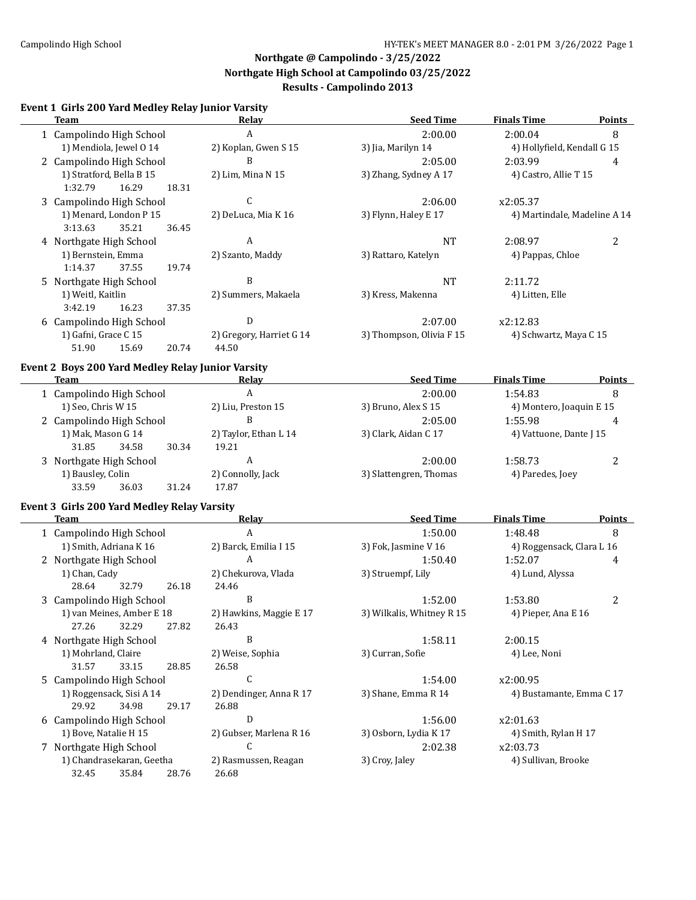### Northgate @ Campolindo - 3/25/2022
### Northgate High School at Campolindo 03/25/2022
### Results - Campolindo 2013

**Event 1 Girls 200 Yard Medley Relay Junior Varsity**

| | Team | Relay | Seed Time | Finals Time | Points |
|---|---|---|---|---|---|
| 1 | Campolindo High School | A | 2:00.00 | 2:00.04 | 8 |
| | 1) Mendiola, Jewel O 14 | 2) Koplan, Gwen S 15 | 3) Jia, Marilyn 14 | 4) Hollyfield, Kendall G 15 | |
| 2 | Campolindo High School | B | 2:05.00 | 2:03.99 | 4 |
| | 1) Stratford, Bella B 15 | 2) Lim, Mina N 15 | 3) Zhang, Sydney A 17 | 4) Castro, Allie T 15 | |
| | 1:32.79  16.29  18.31 | | | | |
| 3 | Campolindo High School | C | 2:06.00 | x2:05.37 | |
| | 1) Menard, London P 15 | 2) DeLuca, Mia K 16 | 3) Flynn, Haley E 17 | 4) Martindale, Madeline A 14 | |
| | 3:13.63  35.21  36.45 | | | | |
| 4 | Northgate High School | A | NT | 2:08.97 | 2 |
| | 1) Bernstein, Emma | 2) Szanto, Maddy | 3) Rattaro, Katelyn | 4) Pappas, Chloe | |
| | 1:14.37  37.55  19.74 | | | | |
| 5 | Northgate High School | B | NT | 2:11.72 | |
| | 1) Weitl, Kaitlin | 2) Summers, Makaela | 3) Kress, Makenna | 4) Litten, Elle | |
| | 3:42.19  16.23  37.35 | | | | |
| 6 | Campolindo High School | D | 2:07.00 | x2:12.83 | |
| | 1) Gafni, Grace C 15 | 2) Gregory, Harriet G 14 | 3) Thompson, Olivia F 15 | 4) Schwartz, Maya C 15 | |
| | 51.90  15.69  20.74  44.50 | | | | |

**Event 2 Boys 200 Yard Medley Relay Junior Varsity**

| | Team | Relay | Seed Time | Finals Time | Points |
|---|---|---|---|---|---|
| 1 | Campolindo High School | A | 2:00.00 | 1:54.83 | 8 |
| | 1) Seo, Chris W 15 | 2) Liu, Preston 15 | 3) Bruno, Alex S 15 | 4) Montero, Joaquin E 15 | |
| 2 | Campolindo High School | B | 2:05.00 | 1:55.98 | 4 |
| | 1) Mak, Mason G 14 | 2) Taylor, Ethan L 14 | 3) Clark, Aidan C 17 | 4) Vattuone, Dante J 15 | |
| | 31.85  34.58  30.34  19.21 | | | | |
| 3 | Northgate High School | A | 2:00.00 | 1:58.73 | 2 |
| | 1) Bausley, Colin | 2) Connolly, Jack | 3) Slattengren, Thomas | 4) Paredes, Joey | |
| | 33.59  36.03  31.24  17.87 | | | | |

**Event 3 Girls 200 Yard Medley Relay Varsity**

| | Team | Relay | Seed Time | Finals Time | Points |
|---|---|---|---|---|---|
| 1 | Campolindo High School | A | 1:50.00 | 1:48.48 | 8 |
| | 1) Smith, Adriana K 16 | 2) Barck, Emilia I 15 | 3) Fok, Jasmine V 16 | 4) Roggensack, Clara L 16 | |
| 2 | Northgate High School | A | 1:50.40 | 1:52.07 | 4 |
| | 1) Chan, Cady | 2) Chekurova, Vlada | 3) Struempf, Lily | 4) Lund, Alyssa | |
| | 28.64  32.79  26.18  24.46 | | | | |
| 3 | Campolindo High School | B | 1:52.00 | 1:53.80 | 2 |
| | 1) van Meines, Amber E 18 | 2) Hawkins, Maggie E 17 | 3) Wilkalis, Whitney R 15 | 4) Pieper, Ana E 16 | |
| | 27.26  32.29  27.82  26.43 | | | | |
| 4 | Northgate High School | B | 1:58.11 | 2:00.15 | |
| | 1) Mohrland, Claire | 2) Weise, Sophia | 3) Curran, Sofie | 4) Lee, Noni | |
| | 31.57  33.15  28.85  26.58 | | | | |
| 5 | Campolindo High School | C | 1:54.00 | x2:00.95 | |
| | 1) Roggensack, Sisi A 14 | 2) Dendinger, Anna R 17 | 3) Shane, Emma R 14 | 4) Bustamante, Emma C 17 | |
| | 29.92  34.98  29.17  26.88 | | | | |
| 6 | Campolindo High School | D | 1:56.00 | x2:01.63 | |
| | 1) Bove, Natalie H 15 | 2) Gubser, Marlena R 16 | 3) Osborn, Lydia K 17 | 4) Smith, Rylan H 17 | |
| 7 | Northgate High School | C | 2:02.38 | x2:03.73 | |
| | 1) Chandrasekaran, Geetha | 2) Rasmussen, Reagan | 3) Croy, Jaley | 4) Sullivan, Brooke | |
| | 32.45  35.84  28.76  26.68 | | | | |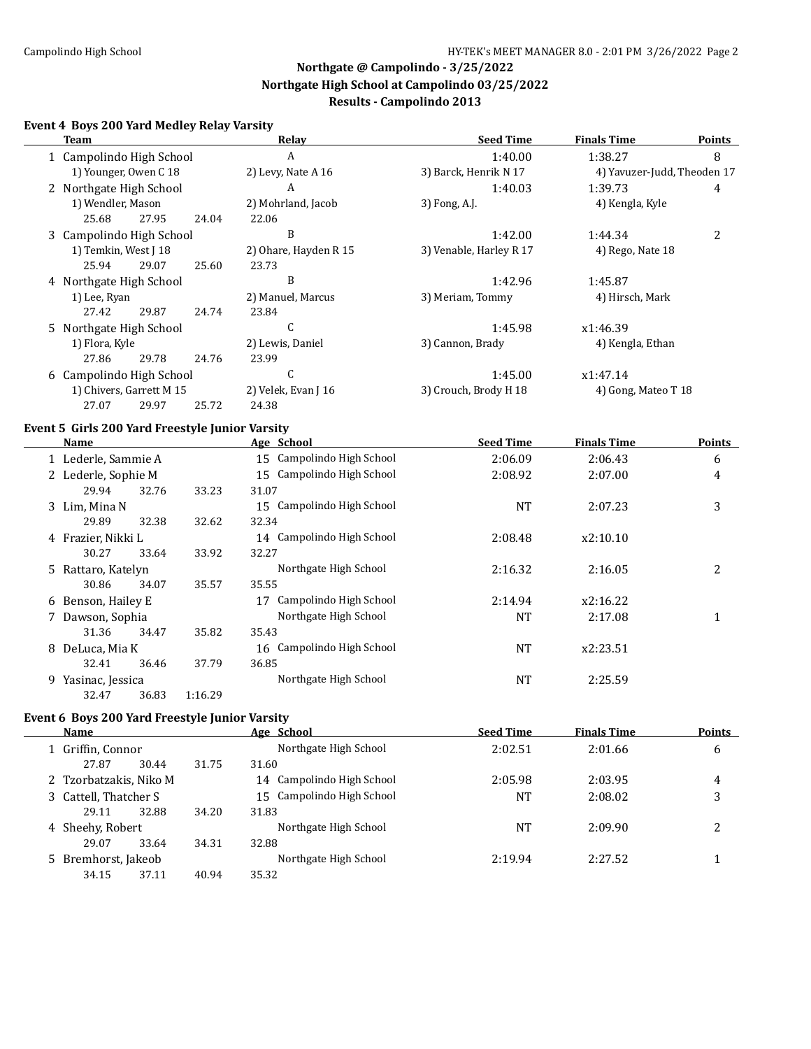## Northgate @ Campolindo - 3/25/2022
## Northgate High School at Campolindo 03/25/2022
## Results - Campolindo 2013

### Event 4 Boys 200 Yard Medley Relay Varsity

| | Team | Relay | Seed Time | Finals Time | Points |
|---|---|---|---|---|---|
| 1 | Campolindo High School | A | 1:40.00 | 1:38.27 | 8 |
| | 1) Younger, Owen C 18 | 2) Levy, Nate A 16 | 3) Barck, Henrik N 17 | 4) Yavuzer-Judd, Theoden 17 | |
| 2 | Northgate High School | A | 1:40.03 | 1:39.73 | 4 |
| | 1) Wendler, Mason | 2) Mohrland, Jacob | 3) Fong, A.J. | 4) Kengla, Kyle | |
| | 25.68 27.95 24.04 | 22.06 | | | |
| 3 | Campolindo High School | B | 1:42.00 | 1:44.34 | 2 |
| | 1) Temkin, West J 18 | 2) Ohare, Hayden R 15 | 3) Venable, Harley R 17 | 4) Rego, Nate 18 | |
| | 25.94 29.07 25.60 | 23.73 | | | |
| 4 | Northgate High School | B | 1:42.96 | 1:45.87 | |
| | 1) Lee, Ryan | 2) Manuel, Marcus | 3) Meriam, Tommy | 4) Hirsch, Mark | |
| | 27.42 29.87 24.74 | 23.84 | | | |
| 5 | Northgate High School | C | 1:45.98 | x1:46.39 | |
| | 1) Flora, Kyle | 2) Lewis, Daniel | 3) Cannon, Brady | 4) Kengla, Ethan | |
| | 27.86 29.78 24.76 | 23.99 | | | |
| 6 | Campolindo High School | C | 1:45.00 | x1:47.14 | |
| | 1) Chivers, Garrett M 15 | 2) Velek, Evan J 16 | 3) Crouch, Brody H 18 | 4) Gong, Mateo T 18 | |
| | 27.07 29.97 25.72 | 24.38 | | | |

### Event 5 Girls 200 Yard Freestyle Junior Varsity

| | Name | Age | School | Seed Time | Finals Time | Points |
|---|---|---|---|---|---|---|
| 1 | Lederle, Sammie A | 15 | Campolindo High School | 2:06.09 | 2:06.43 | 6 |
| 2 | Lederle, Sophie M | 15 | Campolindo High School | 2:08.92 | 2:07.00 | 4 |
| | 29.94 32.76 33.23 31.07 | | | | | |
| 3 | Lim, Mina N | 15 | Campolindo High School | NT | 2:07.23 | 3 |
| | 29.89 32.38 32.62 32.34 | | | | | |
| 4 | Frazier, Nikki L | 14 | Campolindo High School | 2:08.48 | x2:10.10 | |
| | 30.27 33.64 33.92 32.27 | | | | | |
| 5 | Rattaro, Katelyn | | Northgate High School | 2:16.32 | 2:16.05 | 2 |
| | 30.86 34.07 35.57 35.55 | | | | | |
| 6 | Benson, Hailey E | 17 | Campolindo High School | 2:14.94 | x2:16.22 | |
| 7 | Dawson, Sophia | | Northgate High School | NT | 2:17.08 | 1 |
| | 31.36 34.47 35.82 35.43 | | | | | |
| 8 | DeLuca, Mia K | 16 | Campolindo High School | NT | x2:23.51 | |
| | 32.41 36.46 37.79 36.85 | | | | | |
| 9 | Yasinac, Jessica | | Northgate High School | NT | 2:25.59 | |
| | 32.47 36.83 1:16.29 | | | | | |

### Event 6 Boys 200 Yard Freestyle Junior Varsity

| | Name | Age | School | Seed Time | Finals Time | Points |
|---|---|---|---|---|---|---|
| 1 | Griffin, Connor | | Northgate High School | 2:02.51 | 2:01.66 | 6 |
| | 27.87 30.44 31.75 31.60 | | | | | |
| 2 | Tzorbatzakis, Niko M | 14 | Campolindo High School | 2:05.98 | 2:03.95 | 4 |
| 3 | Cattell, Thatcher S | 15 | Campolindo High School | NT | 2:08.02 | 3 |
| | 29.11 32.88 34.20 31.83 | | | | | |
| 4 | Sheehy, Robert | | Northgate High School | NT | 2:09.90 | 2 |
| | 29.07 33.64 34.31 32.88 | | | | | |
| 5 | Bremhorst, Jakeob | | Northgate High School | 2:19.94 | 2:27.52 | 1 |
| | 34.15 37.11 40.94 35.32 | | | | | |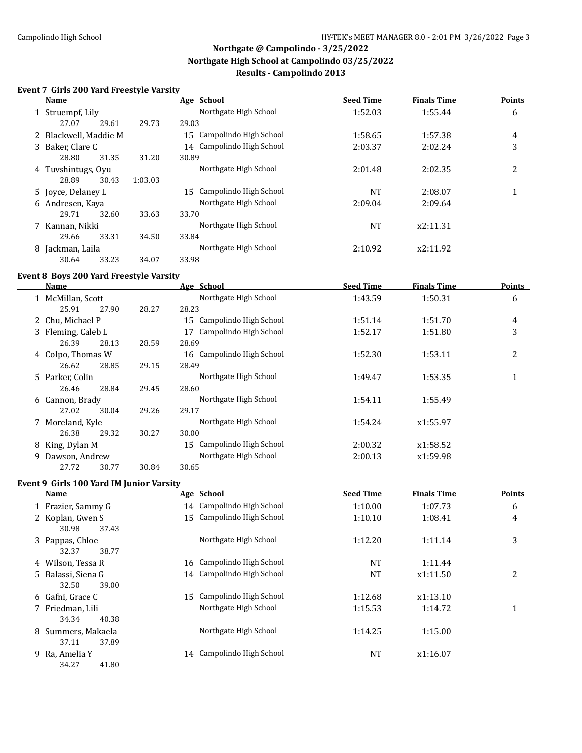## Northgate @ Campolindo - 3/25/2022
## Northgate High School at Campolindo 03/25/2022
## Results - Campolindo 2013

### Event 7 Girls 200 Yard Freestyle Varsity

| | Name | Age | School | Seed Time | Finals Time | Points |
|---|---|---|---|---|---|---|
| 1 | Struempf, Lily | | Northgate High School | 1:52.03 | 1:55.44 | 6 |
| | 27.07 29.61 29.73 29.03 | | | | | |
| 2 | Blackwell, Maddie M | 15 | Campolindo High School | 1:58.65 | 1:57.38 | 4 |
| 3 | Baker, Clare C | 14 | Campolindo High School | 2:03.37 | 2:02.24 | 3 |
| | 28.80 31.35 31.20 30.89 | | | | | |
| 4 | Tuvshintugs, Oyu | | Northgate High School | 2:01.48 | 2:02.35 | 2 |
| | 28.89 30.43 1:03.03 | | | | | |
| 5 | Joyce, Delaney L | 15 | Campolindo High School | NT | 2:08.07 | 1 |
| 6 | Andresen, Kaya | | Northgate High School | 2:09.04 | 2:09.64 | |
| | 29.71 32.60 33.63 33.70 | | | | | |
| 7 | Kannan, Nikki | | Northgate High School | NT | x2:11.31 | |
| | 29.66 33.31 34.50 33.84 | | | | | |
| 8 | Jackman, Laila | | Northgate High School | 2:10.92 | x2:11.92 | |
| | 30.64 33.23 34.07 33.98 | | | | | |

### Event 8 Boys 200 Yard Freestyle Varsity

| | Name | Age | School | Seed Time | Finals Time | Points |
|---|---|---|---|---|---|---|
| 1 | McMillan, Scott | | Northgate High School | 1:43.59 | 1:50.31 | 6 |
| | 25.91 27.90 28.27 28.23 | | | | | |
| 2 | Chu, Michael P | 15 | Campolindo High School | 1:51.14 | 1:51.70 | 4 |
| 3 | Fleming, Caleb L | 17 | Campolindo High School | 1:52.17 | 1:51.80 | 3 |
| | 26.39 28.13 28.59 28.69 | | | | | |
| 4 | Colpo, Thomas W | 16 | Campolindo High School | 1:52.30 | 1:53.11 | 2 |
| | 26.62 28.85 29.15 28.49 | | | | | |
| 5 | Parker, Colin | | Northgate High School | 1:49.47 | 1:53.35 | 1 |
| | 26.46 28.84 29.45 28.60 | | | | | |
| 6 | Cannon, Brady | | Northgate High School | 1:54.11 | 1:55.49 | |
| | 27.02 30.04 29.26 29.17 | | | | | |
| 7 | Moreland, Kyle | | Northgate High School | 1:54.24 | x1:55.97 | |
| | 26.38 29.32 30.27 30.00 | | | | | |
| 8 | King, Dylan M | 15 | Campolindo High School | 2:00.32 | x1:58.52 | |
| 9 | Dawson, Andrew | | Northgate High School | 2:00.13 | x1:59.98 | |
| | 27.72 30.77 30.84 30.65 | | | | | |

### Event 9 Girls 100 Yard IM Junior Varsity

| | Name | Age | School | Seed Time | Finals Time | Points |
|---|---|---|---|---|---|---|
| 1 | Frazier, Sammy G | 14 | Campolindo High School | 1:10.00 | 1:07.73 | 6 |
| 2 | Koplan, Gwen S | 15 | Campolindo High School | 1:10.10 | 1:08.41 | 4 |
| | 30.98 37.43 | | | | | |
| 3 | Pappas, Chloe | | Northgate High School | 1:12.20 | 1:11.14 | 3 |
| | 32.37 38.77 | | | | | |
| 4 | Wilson, Tessa R | 16 | Campolindo High School | NT | 1:11.44 | |
| 5 | Balassi, Siena G | 14 | Campolindo High School | NT | x1:11.50 | 2 |
| | 32.50 39.00 | | | | | |
| 6 | Gafni, Grace C | 15 | Campolindo High School | 1:12.68 | x1:13.10 | |
| 7 | Friedman, Lili | | Northgate High School | 1:15.53 | 1:14.72 | 1 |
| | 34.34 40.38 | | | | | |
| 8 | Summers, Makaela | | Northgate High School | 1:14.25 | 1:15.00 | |
| | 37.11 37.89 | | | | | |
| 9 | Ra, Amelia Y | 14 | Campolindo High School | NT | x1:16.07 | |
| | 34.27 41.80 | | | | | |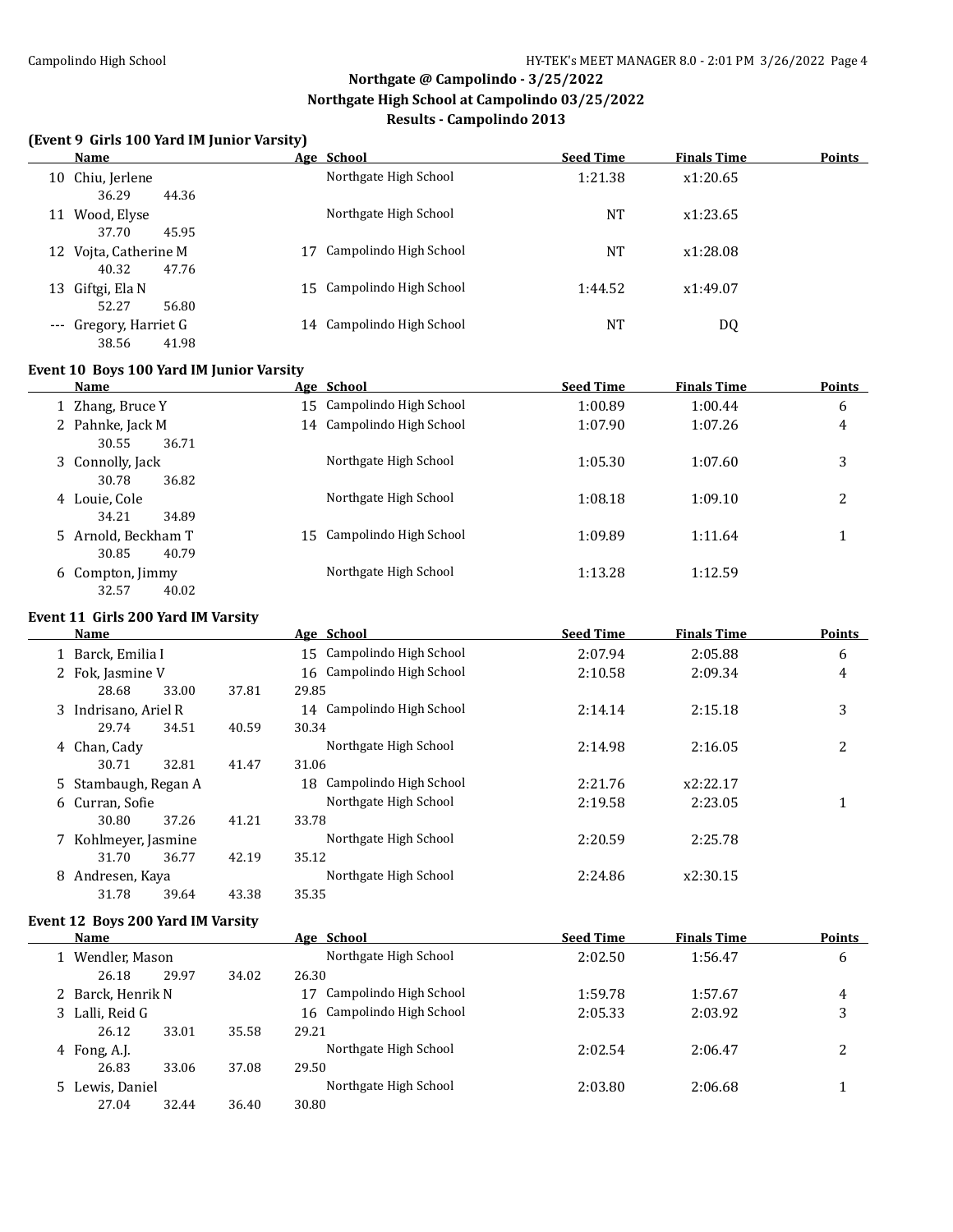**Northgate @ Campolindo - 3/25/2022**
**Northgate High School at Campolindo 03/25/2022**
**Results - Campolindo 2013**

### (Event 9 Girls 100 Yard IM Junior Varsity)

| | Name | Age | School | Seed Time | Finals Time | Points |
|---|---|---|---|---|---|---|
| 10 | Chiu, Jerlene | | Northgate High School | 1:21.38 | x1:20.65 | |
| | 36.29 44.36 | | | | | |
| 11 | Wood, Elyse | | Northgate High School | NT | x1:23.65 | |
| | 37.70 45.95 | | | | | |
| 12 | Vojta, Catherine M | 17 | Campolindo High School | NT | x1:28.08 | |
| | 40.32 47.76 | | | | | |
| 13 | Giftgi, Ela N | 15 | Campolindo High School | 1:44.52 | x1:49.07 | |
| | 52.27 56.80 | | | | | |
| --- | Gregory, Harriet G | 14 | Campolindo High School | NT | DQ | |
| | 38.56 41.98 | | | | | |

### Event 10 Boys 100 Yard IM Junior Varsity

| | Name | Age | School | Seed Time | Finals Time | Points |
|---|---|---|---|---|---|---|
| 1 | Zhang, Bruce Y | 15 | Campolindo High School | 1:00.89 | 1:00.44 | 6 |
| 2 | Pahnke, Jack M | 14 | Campolindo High School | 1:07.90 | 1:07.26 | 4 |
| | 30.55 36.71 | | | | | |
| 3 | Connolly, Jack | | Northgate High School | 1:05.30 | 1:07.60 | 3 |
| | 30.78 36.82 | | | | | |
| 4 | Louie, Cole | | Northgate High School | 1:08.18 | 1:09.10 | 2 |
| | 34.21 34.89 | | | | | |
| 5 | Arnold, Beckham T | 15 | Campolindo High School | 1:09.89 | 1:11.64 | 1 |
| | 30.85 40.79 | | | | | |
| 6 | Compton, Jimmy | | Northgate High School | 1:13.28 | 1:12.59 | |
| | 32.57 40.02 | | | | | |

### Event 11 Girls 200 Yard IM Varsity

| | Name | Age | School | Seed Time | Finals Time | Points |
|---|---|---|---|---|---|---|
| 1 | Barck, Emilia I | 15 | Campolindo High School | 2:07.94 | 2:05.88 | 6 |
| 2 | Fok, Jasmine V | 16 | Campolindo High School | 2:10.58 | 2:09.34 | 4 |
| | 28.68 33.00 37.81 29.85 | | | | | |
| 3 | Indrisano, Ariel R | 14 | Campolindo High School | 2:14.14 | 2:15.18 | 3 |
| | 29.74 34.51 40.59 30.34 | | | | | |
| 4 | Chan, Cady | | Northgate High School | 2:14.98 | 2:16.05 | 2 |
| | 30.71 32.81 41.47 31.06 | | | | | |
| 5 | Stambaugh, Regan A | 18 | Campolindo High School | 2:21.76 | x2:22.17 | |
| 6 | Curran, Sofie | | Northgate High School | 2:19.58 | 2:23.05 | 1 |
| | 30.80 37.26 41.21 33.78 | | | | | |
| 7 | Kohlmeyer, Jasmine | | Northgate High School | 2:20.59 | 2:25.78 | |
| | 31.70 36.77 42.19 35.12 | | | | | |
| 8 | Andresen, Kaya | | Northgate High School | 2:24.86 | x2:30.15 | |
| | 31.78 39.64 43.38 35.35 | | | | | |

### Event 12 Boys 200 Yard IM Varsity

| | Name | Age | School | Seed Time | Finals Time | Points |
|---|---|---|---|---|---|---|
| 1 | Wendler, Mason | | Northgate High School | 2:02.50 | 1:56.47 | 6 |
| | 26.18 29.97 34.02 26.30 | | | | | |
| 2 | Barck, Henrik N | 17 | Campolindo High School | 1:59.78 | 1:57.67 | 4 |
| 3 | Lalli, Reid G | 16 | Campolindo High School | 2:05.33 | 2:03.92 | 3 |
| | 26.12 33.01 35.58 29.21 | | | | | |
| 4 | Fong, A.J. | | Northgate High School | 2:02.54 | 2:06.47 | 2 |
| | 26.83 33.06 37.08 29.50 | | | | | |
| 5 | Lewis, Daniel | | Northgate High School | 2:03.80 | 2:06.68 | 1 |
| | 27.04 32.44 36.40 30.80 | | | | | |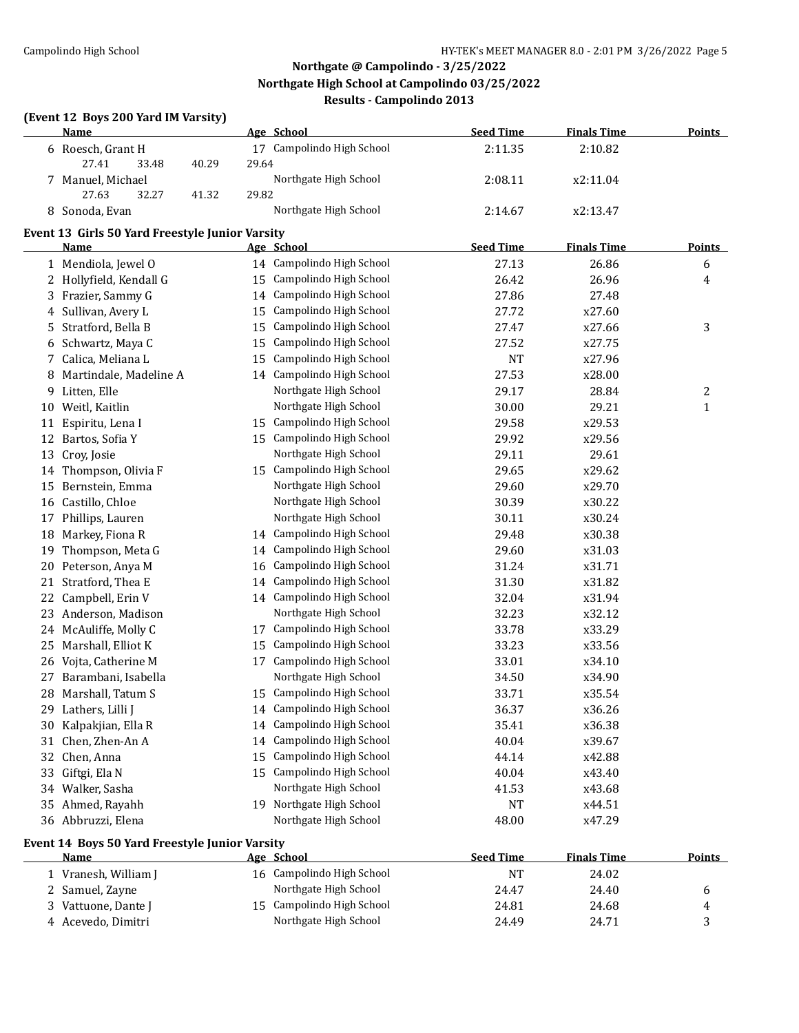## Northgate @ Campolindo - 3/25/2022
## Northgate High School at Campolindo 03/25/2022
## Results - Campolindo 2013

### (Event 12 Boys 200 Yard IM Varsity)

| | Name | Age | School | Seed Time | Finals Time | Points |
|---|---|---|---|---|---|---|
| 6 | Roesch, Grant H | 17 | Campolindo High School | 2:11.35 | 2:10.82 | |
| | 27.41 33.48 40.29 29.64 | | | | | |
| 7 | Manuel, Michael | | Northgate High School | 2:08.11 | x2:11.04 | |
| | 27.63 32.27 41.32 29.82 | | | | | |
| 8 | Sonoda, Evan | | Northgate High School | 2:14.67 | x2:13.47 | |

### Event 13 Girls 50 Yard Freestyle Junior Varsity

| | Name | Age | School | Seed Time | Finals Time | Points |
|---|---|---|---|---|---|---|
| 1 | Mendiola, Jewel O | 14 | Campolindo High School | 27.13 | 26.86 | 6 |
| 2 | Hollyfield, Kendall G | 15 | Campolindo High School | 26.42 | 26.96 | 4 |
| 3 | Frazier, Sammy G | 14 | Campolindo High School | 27.86 | 27.48 | |
| 4 | Sullivan, Avery L | 15 | Campolindo High School | 27.72 | x27.60 | |
| 5 | Stratford, Bella B | 15 | Campolindo High School | 27.47 | x27.66 | 3 |
| 6 | Schwartz, Maya C | 15 | Campolindo High School | 27.52 | x27.75 | |
| 7 | Calica, Meliana L | 15 | Campolindo High School | NT | x27.96 | |
| 8 | Martindale, Madeline A | 14 | Campolindo High School | 27.53 | x28.00 | |
| 9 | Litten, Elle | | Northgate High School | 29.17 | 28.84 | 2 |
| 10 | Weitl, Kaitlin | | Northgate High School | 30.00 | 29.21 | 1 |
| 11 | Espiritu, Lena I | 15 | Campolindo High School | 29.58 | x29.53 | |
| 12 | Bartos, Sofia Y | 15 | Campolindo High School | 29.92 | x29.56 | |
| 13 | Croy, Josie | | Northgate High School | 29.11 | 29.61 | |
| 14 | Thompson, Olivia F | 15 | Campolindo High School | 29.65 | x29.62 | |
| 15 | Bernstein, Emma | | Northgate High School | 29.60 | x29.70 | |
| 16 | Castillo, Chloe | | Northgate High School | 30.39 | x30.22 | |
| 17 | Phillips, Lauren | | Northgate High School | 30.11 | x30.24 | |
| 18 | Markey, Fiona R | 14 | Campolindo High School | 29.48 | x30.38 | |
| 19 | Thompson, Meta G | 14 | Campolindo High School | 29.60 | x31.03 | |
| 20 | Peterson, Anya M | 16 | Campolindo High School | 31.24 | x31.71 | |
| 21 | Stratford, Thea E | 14 | Campolindo High School | 31.30 | x31.82 | |
| 22 | Campbell, Erin V | 14 | Campolindo High School | 32.04 | x31.94 | |
| 23 | Anderson, Madison | | Northgate High School | 32.23 | x32.12 | |
| 24 | McAuliffe, Molly C | 17 | Campolindo High School | 33.78 | x33.29 | |
| 25 | Marshall, Elliot K | 15 | Campolindo High School | 33.23 | x33.56 | |
| 26 | Vojta, Catherine M | 17 | Campolindo High School | 33.01 | x34.10 | |
| 27 | Barambani, Isabella | | Northgate High School | 34.50 | x34.90 | |
| 28 | Marshall, Tatum S | 15 | Campolindo High School | 33.71 | x35.54 | |
| 29 | Lathers, Lilli J | 14 | Campolindo High School | 36.37 | x36.26 | |
| 30 | Kalpakjian, Ella R | 14 | Campolindo High School | 35.41 | x36.38 | |
| 31 | Chen, Zhen-An A | 14 | Campolindo High School | 40.04 | x39.67 | |
| 32 | Chen, Anna | 15 | Campolindo High School | 44.14 | x42.88 | |
| 33 | Giftgi, Ela N | 15 | Campolindo High School | 40.04 | x43.40 | |
| 34 | Walker, Sasha | | Northgate High School | 41.53 | x43.68 | |
| 35 | Ahmed, Rayahh | 19 | Northgate High School | NT | x44.51 | |
| 36 | Abbruzzi, Elena | | Northgate High School | 48.00 | x47.29 | |

### Event 14 Boys 50 Yard Freestyle Junior Varsity

| | Name | Age | School | Seed Time | Finals Time | Points |
|---|---|---|---|---|---|---|
| 1 | Vranesh, William J | 16 | Campolindo High School | NT | 24.02 | |
| 2 | Samuel, Zayne | | Northgate High School | 24.47 | 24.40 | 6 |
| 3 | Vattuone, Dante J | 15 | Campolindo High School | 24.81 | 24.68 | 4 |
| 4 | Acevedo, Dimitri | | Northgate High School | 24.49 | 24.71 | 3 |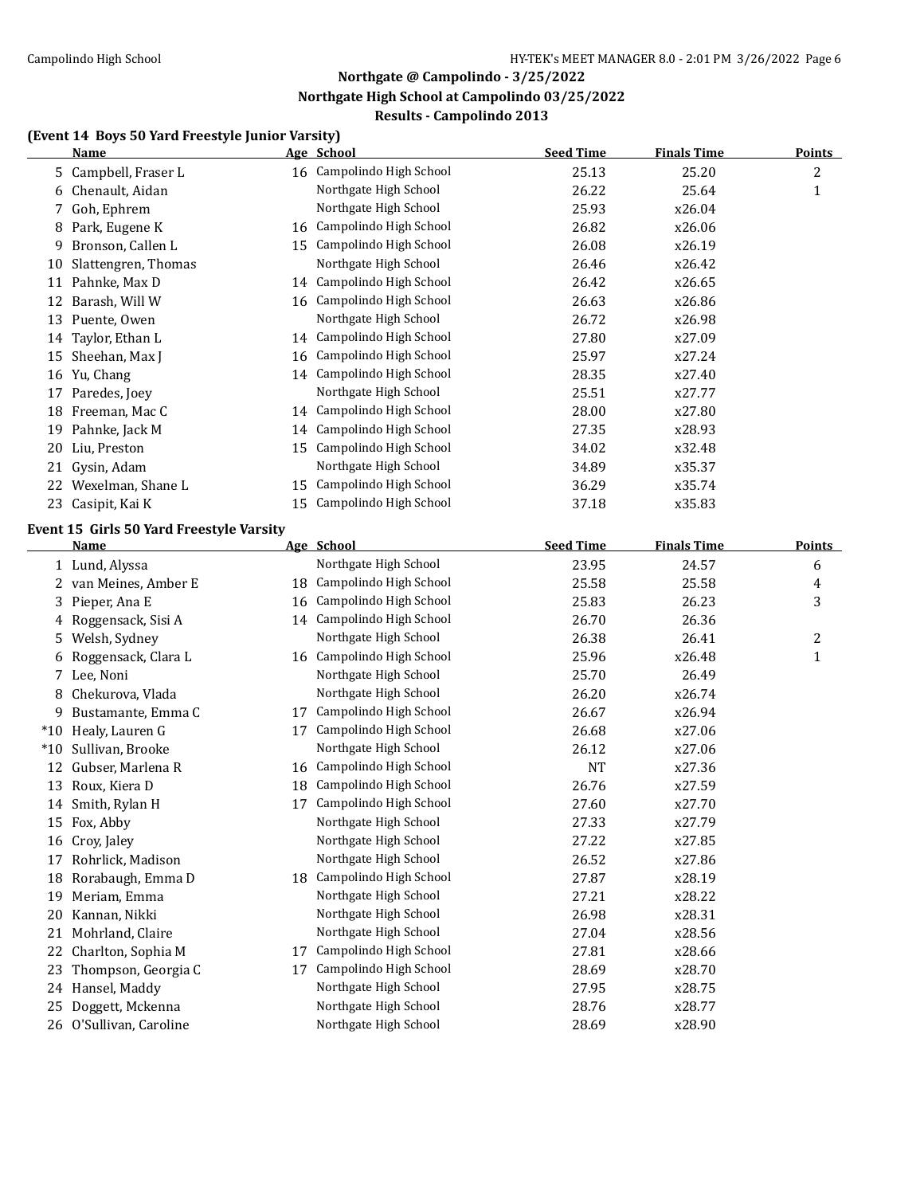## Northgate @ Campolindo - 3/25/2022
## Northgate High School at Campolindo 03/25/2022
## Results - Campolindo 2013

### (Event 14 Boys 50 Yard Freestyle Junior Varsity)

| | Name | Age | School | Seed Time | Finals Time | Points |
|---|---|---|---|---|---|---|
| 5 | Campbell, Fraser L | 16 | Campolindo High School | 25.13 | 25.20 | 2 |
| 6 | Chenault, Aidan | | Northgate High School | 26.22 | 25.64 | 1 |
| 7 | Goh, Ephrem | | Northgate High School | 25.93 | x26.04 | |
| 8 | Park, Eugene K | 16 | Campolindo High School | 26.82 | x26.06 | |
| 9 | Bronson, Callen L | 15 | Campolindo High School | 26.08 | x26.19 | |
| 10 | Slattengren, Thomas | | Northgate High School | 26.46 | x26.42 | |
| 11 | Pahnke, Max D | 14 | Campolindo High School | 26.42 | x26.65 | |
| 12 | Barash, Will W | 16 | Campolindo High School | 26.63 | x26.86 | |
| 13 | Puente, Owen | | Northgate High School | 26.72 | x26.98 | |
| 14 | Taylor, Ethan L | 14 | Campolindo High School | 27.80 | x27.09 | |
| 15 | Sheehan, Max J | 16 | Campolindo High School | 25.97 | x27.24 | |
| 16 | Yu, Chang | 14 | Campolindo High School | 28.35 | x27.40 | |
| 17 | Paredes, Joey | | Northgate High School | 25.51 | x27.77 | |
| 18 | Freeman, Mac C | 14 | Campolindo High School | 28.00 | x27.80 | |
| 19 | Pahnke, Jack M | 14 | Campolindo High School | 27.35 | x28.93 | |
| 20 | Liu, Preston | 15 | Campolindo High School | 34.02 | x32.48 | |
| 21 | Gysin, Adam | | Northgate High School | 34.89 | x35.37 | |
| 22 | Wexelman, Shane L | 15 | Campolindo High School | 36.29 | x35.74 | |
| 23 | Casipit, Kai K | 15 | Campolindo High School | 37.18 | x35.83 | |

### Event 15 Girls 50 Yard Freestyle Varsity

| | Name | Age | School | Seed Time | Finals Time | Points |
|---|---|---|---|---|---|---|
| 1 | Lund, Alyssa | | Northgate High School | 23.95 | 24.57 | 6 |
| 2 | van Meines, Amber E | 18 | Campolindo High School | 25.58 | 25.58 | 4 |
| 3 | Pieper, Ana E | 16 | Campolindo High School | 25.83 | 26.23 | 3 |
| 4 | Roggensack, Sisi A | 14 | Campolindo High School | 26.70 | 26.36 | |
| 5 | Welsh, Sydney | | Northgate High School | 26.38 | 26.41 | 2 |
| 6 | Roggensack, Clara L | 16 | Campolindo High School | 25.96 | x26.48 | 1 |
| 7 | Lee, Noni | | Northgate High School | 25.70 | 26.49 | |
| 8 | Chekurova, Vlada | | Northgate High School | 26.20 | x26.74 | |
| 9 | Bustamante, Emma C | 17 | Campolindo High School | 26.67 | x26.94 | |
| *10 | Healy, Lauren G | 17 | Campolindo High School | 26.68 | x27.06 | |
| *10 | Sullivan, Brooke | | Northgate High School | 26.12 | x27.06 | |
| 12 | Gubser, Marlena R | 16 | Campolindo High School | NT | x27.36 | |
| 13 | Roux, Kiera D | 18 | Campolindo High School | 26.76 | x27.59 | |
| 14 | Smith, Rylan H | 17 | Campolindo High School | 27.60 | x27.70 | |
| 15 | Fox, Abby | | Northgate High School | 27.33 | x27.79 | |
| 16 | Croy, Jaley | | Northgate High School | 27.22 | x27.85 | |
| 17 | Rohrlick, Madison | | Northgate High School | 26.52 | x27.86 | |
| 18 | Rorabaugh, Emma D | 18 | Campolindo High School | 27.87 | x28.19 | |
| 19 | Meriam, Emma | | Northgate High School | 27.21 | x28.22 | |
| 20 | Kannan, Nikki | | Northgate High School | 26.98 | x28.31 | |
| 21 | Mohrland, Claire | | Northgate High School | 27.04 | x28.56 | |
| 22 | Charlton, Sophia M | 17 | Campolindo High School | 27.81 | x28.66 | |
| 23 | Thompson, Georgia C | 17 | Campolindo High School | 28.69 | x28.70 | |
| 24 | Hansel, Maddy | | Northgate High School | 27.95 | x28.75 | |
| 25 | Doggett, Mckenna | | Northgate High School | 28.76 | x28.77 | |
| 26 | O'Sullivan, Caroline | | Northgate High School | 28.69 | x28.90 | |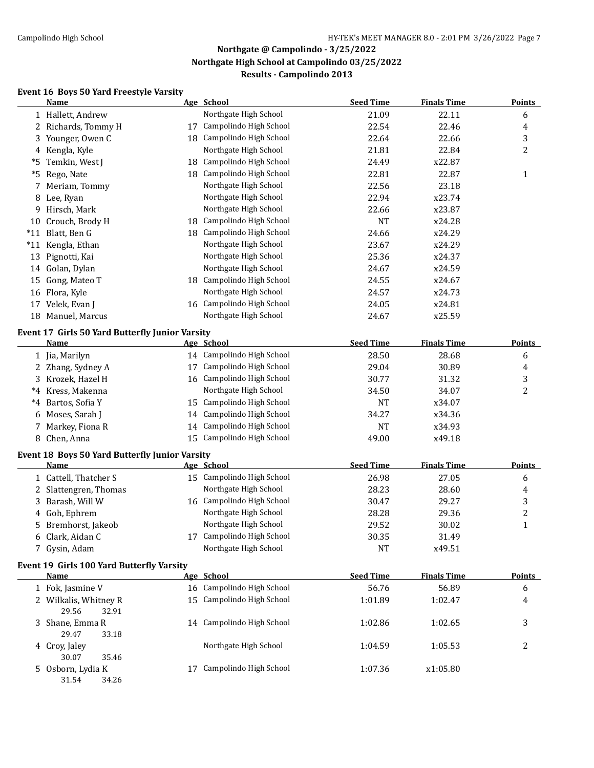## Northgate @ Campolindo - 3/25/2022
## Northgate High School at Campolindo 03/25/2022
## Results - Campolindo 2013

### Event 16 Boys 50 Yard Freestyle Varsity

| | Name | Age | School | Seed Time | Finals Time | Points |
|---|---|---|---|---|---|---|
| 1 | Hallett, Andrew | | Northgate High School | 21.09 | 22.11 | 6 |
| 2 | Richards, Tommy H | 17 | Campolindo High School | 22.54 | 22.46 | 4 |
| 3 | Younger, Owen C | 18 | Campolindo High School | 22.64 | 22.66 | 3 |
| 4 | Kengla, Kyle | | Northgate High School | 21.81 | 22.84 | 2 |
| *5 | Temkin, West J | 18 | Campolindo High School | 24.49 | x22.87 | |
| *5 | Rego, Nate | 18 | Campolindo High School | 22.81 | 22.87 | 1 |
| 7 | Meriam, Tommy | | Northgate High School | 22.56 | 23.18 | |
| 8 | Lee, Ryan | | Northgate High School | 22.94 | x23.74 | |
| 9 | Hirsch, Mark | | Northgate High School | 22.66 | x23.87 | |
| 10 | Crouch, Brody H | 18 | Campolindo High School | NT | x24.28 | |
| *11 | Blatt, Ben G | 18 | Campolindo High School | 24.66 | x24.29 | |
| *11 | Kengla, Ethan | | Northgate High School | 23.67 | x24.29 | |
| 13 | Pignotti, Kai | | Northgate High School | 25.36 | x24.37 | |
| 14 | Golan, Dylan | | Northgate High School | 24.67 | x24.59 | |
| 15 | Gong, Mateo T | 18 | Campolindo High School | 24.55 | x24.67 | |
| 16 | Flora, Kyle | | Northgate High School | 24.57 | x24.73 | |
| 17 | Velek, Evan J | 16 | Campolindo High School | 24.05 | x24.81 | |
| 18 | Manuel, Marcus | | Northgate High School | 24.67 | x25.59 | |

### Event 17 Girls 50 Yard Butterfly Junior Varsity

| | Name | Age | School | Seed Time | Finals Time | Points |
|---|---|---|---|---|---|---|
| 1 | Jia, Marilyn | 14 | Campolindo High School | 28.50 | 28.68 | 6 |
| 2 | Zhang, Sydney A | 17 | Campolindo High School | 29.04 | 30.89 | 4 |
| 3 | Krozek, Hazel H | 16 | Campolindo High School | 30.77 | 31.32 | 3 |
| *4 | Kress, Makenna | | Northgate High School | 34.50 | 34.07 | 2 |
| *4 | Bartos, Sofia Y | 15 | Campolindo High School | NT | x34.07 | |
| 6 | Moses, Sarah J | 14 | Campolindo High School | 34.27 | x34.36 | |
| 7 | Markey, Fiona R | 14 | Campolindo High School | NT | x34.93 | |
| 8 | Chen, Anna | 15 | Campolindo High School | 49.00 | x49.18 | |

### Event 18 Boys 50 Yard Butterfly Junior Varsity

| | Name | Age | School | Seed Time | Finals Time | Points |
|---|---|---|---|---|---|---|
| 1 | Cattell, Thatcher S | 15 | Campolindo High School | 26.98 | 27.05 | 6 |
| 2 | Slattengren, Thomas | | Northgate High School | 28.23 | 28.60 | 4 |
| 3 | Barash, Will W | 16 | Campolindo High School | 30.47 | 29.27 | 3 |
| 4 | Goh, Ephrem | | Northgate High School | 28.28 | 29.36 | 2 |
| 5 | Bremhorst, Jakeob | | Northgate High School | 29.52 | 30.02 | 1 |
| 6 | Clark, Aidan C | 17 | Campolindo High School | 30.35 | 31.49 | |
| 7 | Gysin, Adam | | Northgate High School | NT | x49.51 | |

### Event 19 Girls 100 Yard Butterfly Varsity

| | Name | Age | School | Seed Time | Finals Time | Points |
|---|---|---|---|---|---|---|
| 1 | Fok, Jasmine V | 16 | Campolindo High School | 56.76 | 56.89 | 6 |
| 2 | Wilkalis, Whitney R | 15 | Campolindo High School | 1:01.89 | 1:02.47 | 4 |
| | 29.56 32.91 | | | | | |
| 3 | Shane, Emma R | 14 | Campolindo High School | 1:02.86 | 1:02.65 | 3 |
| | 29.47 33.18 | | | | | |
| 4 | Croy, Jaley | | Northgate High School | 1:04.59 | 1:05.53 | 2 |
| | 30.07 35.46 | | | | | |
| 5 | Osborn, Lydia K | 17 | Campolindo High School | 1:07.36 | x1:05.80 | |
| | 31.54 34.26 | | | | | |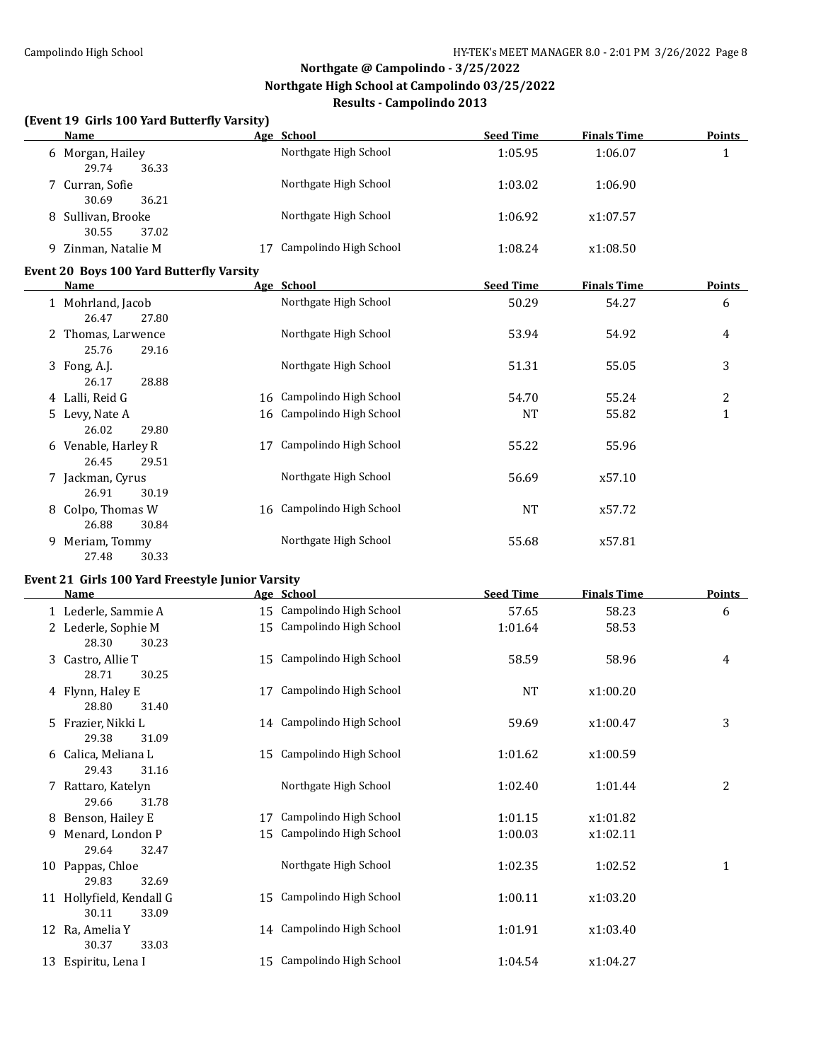## Northgate @ Campolindo - 3/25/2022
### Northgate High School at Campolindo 03/25/2022
### Results - Campolindo 2013

**(Event 19 Girls 100 Yard Butterfly Varsity)**

| | Name | Age | School | Seed Time | Finals Time | Points |
|---|---|---|---|---|---|---|
| 6 | Morgan, Hailey | | Northgate High School | 1:05.95 | 1:06.07 | 1 |
| | 29.74 36.33 | | | | | |
| 7 | Curran, Sofie | | Northgate High School | 1:03.02 | 1:06.90 | |
| | 30.69 36.21 | | | | | |
| 8 | Sullivan, Brooke | | Northgate High School | 1:06.92 | x1:07.57 | |
| | 30.55 37.02 | | | | | |
| 9 | Zinman, Natalie M | 17 | Campolindo High School | 1:08.24 | x1:08.50 | |

**Event 20 Boys 100 Yard Butterfly Varsity**

| | Name | Age | School | Seed Time | Finals Time | Points |
|---|---|---|---|---|---|---|
| 1 | Mohrland, Jacob | | Northgate High School | 50.29 | 54.27 | 6 |
| | 26.47 27.80 | | | | | |
| 2 | Thomas, Larwence | | Northgate High School | 53.94 | 54.92 | 4 |
| | 25.76 29.16 | | | | | |
| 3 | Fong, A.J. | | Northgate High School | 51.31 | 55.05 | 3 |
| | 26.17 28.88 | | | | | |
| 4 | Lalli, Reid G | 16 | Campolindo High School | 54.70 | 55.24 | 2 |
| 5 | Levy, Nate A | 16 | Campolindo High School | NT | 55.82 | 1 |
| | 26.02 29.80 | | | | | |
| 6 | Venable, Harley R | 17 | Campolindo High School | 55.22 | 55.96 | |
| | 26.45 29.51 | | | | | |
| 7 | Jackman, Cyrus | | Northgate High School | 56.69 | x57.10 | |
| | 26.91 30.19 | | | | | |
| 8 | Colpo, Thomas W | 16 | Campolindo High School | NT | x57.72 | |
| | 26.88 30.84 | | | | | |
| 9 | Meriam, Tommy | | Northgate High School | 55.68 | x57.81 | |
| | 27.48 30.33 | | | | | |

**Event 21 Girls 100 Yard Freestyle Junior Varsity**

| | Name | Age | School | Seed Time | Finals Time | Points |
|---|---|---|---|---|---|---|
| 1 | Lederle, Sammie A | 15 | Campolindo High School | 57.65 | 58.23 | 6 |
| 2 | Lederle, Sophie M | 15 | Campolindo High School | 1:01.64 | 58.53 | |
| | 28.30 30.23 | | | | | |
| 3 | Castro, Allie T | 15 | Campolindo High School | 58.59 | 58.96 | 4 |
| | 28.71 30.25 | | | | | |
| 4 | Flynn, Haley E | 17 | Campolindo High School | NT | x1:00.20 | |
| | 28.80 31.40 | | | | | |
| 5 | Frazier, Nikki L | 14 | Campolindo High School | 59.69 | x1:00.47 | 3 |
| | 29.38 31.09 | | | | | |
| 6 | Calica, Meliana L | 15 | Campolindo High School | 1:01.62 | x1:00.59 | |
| | 29.43 31.16 | | | | | |
| 7 | Rattaro, Katelyn | | Northgate High School | 1:02.40 | 1:01.44 | 2 |
| | 29.66 31.78 | | | | | |
| 8 | Benson, Hailey E | 17 | Campolindo High School | 1:01.15 | x1:01.82 | |
| 9 | Menard, London P | 15 | Campolindo High School | 1:00.03 | x1:02.11 | |
| | 29.64 32.47 | | | | | |
| 10 | Pappas, Chloe | | Northgate High School | 1:02.35 | 1:02.52 | 1 |
| | 29.83 32.69 | | | | | |
| 11 | Hollyfield, Kendall G | 15 | Campolindo High School | 1:00.11 | x1:03.20 | |
| | 30.11 33.09 | | | | | |
| 12 | Ra, Amelia Y | 14 | Campolindo High School | 1:01.91 | x1:03.40 | |
| | 30.37 33.03 | | | | | |
| 13 | Espiritu, Lena I | 15 | Campolindo High School | 1:04.54 | x1:04.27 | |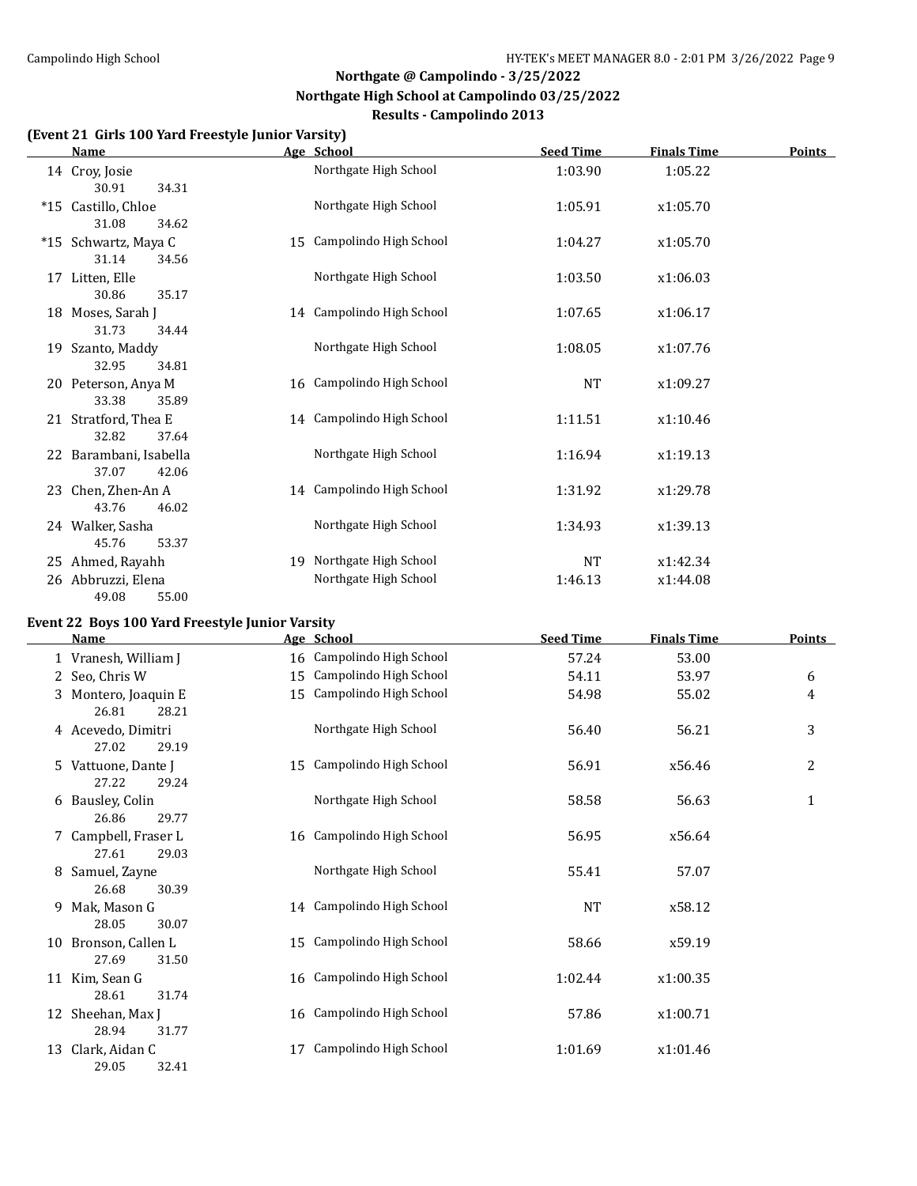## Northgate @ Campolindo - 3/25/2022

### Northgate High School at Campolindo 03/25/2022

### Results - Campolindo 2013

**(Event 21 Girls 100 Yard Freestyle Junior Varsity)**

| | Name | Age | School | Seed Time | Finals Time | Points |
|---|---|---|---|---|---|---|
| 14 | Croy, Josie | | Northgate High School | 1:03.90 | 1:05.22 | |
| | 30.91 34.31 | | | | | |
| *15 | Castillo, Chloe | | Northgate High School | 1:05.91 | x1:05.70 | |
| | 31.08 34.62 | | | | | |
| *15 | Schwartz, Maya C | 15 | Campolindo High School | 1:04.27 | x1:05.70 | |
| | 31.14 34.56 | | | | | |
| 17 | Litten, Elle | | Northgate High School | 1:03.50 | x1:06.03 | |
| | 30.86 35.17 | | | | | |
| 18 | Moses, Sarah J | 14 | Campolindo High School | 1:07.65 | x1:06.17 | |
| | 31.73 34.44 | | | | | |
| 19 | Szanto, Maddy | | Northgate High School | 1:08.05 | x1:07.76 | |
| | 32.95 34.81 | | | | | |
| 20 | Peterson, Anya M | 16 | Campolindo High School | NT | x1:09.27 | |
| | 33.38 35.89 | | | | | |
| 21 | Stratford, Thea E | 14 | Campolindo High School | 1:11.51 | x1:10.46 | |
| | 32.82 37.64 | | | | | |
| 22 | Barambani, Isabella | | Northgate High School | 1:16.94 | x1:19.13 | |
| | 37.07 42.06 | | | | | |
| 23 | Chen, Zhen-An A | 14 | Campolindo High School | 1:31.92 | x1:29.78 | |
| | 43.76 46.02 | | | | | |
| 24 | Walker, Sasha | | Northgate High School | 1:34.93 | x1:39.13 | |
| | 45.76 53.37 | | | | | |
| 25 | Ahmed, Rayahh | 19 | Northgate High School | NT | x1:42.34 | |
| 26 | Abbruzzi, Elena | | Northgate High School | 1:46.13 | x1:44.08 | |
| | 49.08 55.00 | | | | | |

**Event 22 Boys 100 Yard Freestyle Junior Varsity**

| | Name | Age | School | Seed Time | Finals Time | Points |
|---|---|---|---|---|---|---|
| 1 | Vranesh, William J | 16 | Campolindo High School | 57.24 | 53.00 | |
| 2 | Seo, Chris W | 15 | Campolindo High School | 54.11 | 53.97 | 6 |
| 3 | Montero, Joaquin E | 15 | Campolindo High School | 54.98 | 55.02 | 4 |
| | 26.81 28.21 | | | | | |
| 4 | Acevedo, Dimitri | | Northgate High School | 56.40 | 56.21 | 3 |
| | 27.02 29.19 | | | | | |
| 5 | Vattuone, Dante J | 15 | Campolindo High School | 56.91 | x56.46 | 2 |
| | 27.22 29.24 | | | | | |
| 6 | Bausley, Colin | | Northgate High School | 58.58 | 56.63 | 1 |
| | 26.86 29.77 | | | | | |
| 7 | Campbell, Fraser L | 16 | Campolindo High School | 56.95 | x56.64 | |
| | 27.61 29.03 | | | | | |
| 8 | Samuel, Zayne | | Northgate High School | 55.41 | 57.07 | |
| | 26.68 30.39 | | | | | |
| 9 | Mak, Mason G | 14 | Campolindo High School | NT | x58.12 | |
| | 28.05 30.07 | | | | | |
| 10 | Bronson, Callen L | 15 | Campolindo High School | 58.66 | x59.19 | |
| | 27.69 31.50 | | | | | |
| 11 | Kim, Sean G | 16 | Campolindo High School | 1:02.44 | x1:00.35 | |
| | 28.61 31.74 | | | | | |
| 12 | Sheehan, Max J | 16 | Campolindo High School | 57.86 | x1:00.71 | |
| | 28.94 31.77 | | | | | |
| 13 | Clark, Aidan C | 17 | Campolindo High School | 1:01.69 | x1:01.46 | |
| | 29.05 32.41 | | | | | |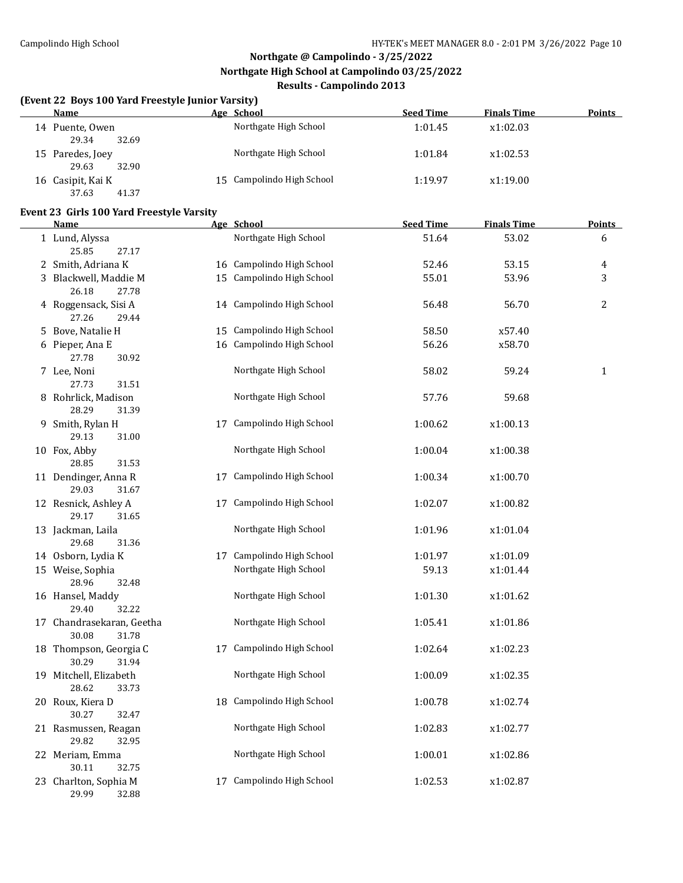## Northgate @ Campolindo - 3/25/2022

### Northgate High School at Campolindo 03/25/2022

### Results - Campolindo 2013

**(Event 22 Boys 100 Yard Freestyle Junior Varsity)**

| | Name | Age | School | Seed Time | Finals Time | Points |
|---|---|---|---|---|---|---|
| 14 | Puente, Owen | | Northgate High School | 1:01.45 | x1:02.03 | |
| | 29.34 32.69 | | | | | |
| 15 | Paredes, Joey | | Northgate High School | 1:01.84 | x1:02.53 | |
| | 29.63 32.90 | | | | | |
| 16 | Casipit, Kai K | 15 | Campolindo High School | 1:19.97 | x1:19.00 | |
| | 37.63 41.37 | | | | | |

**Event 23 Girls 100 Yard Freestyle Varsity**

| | Name | Age | School | Seed Time | Finals Time | Points |
|---|---|---|---|---|---|---|
| 1 | Lund, Alyssa | | Northgate High School | 51.64 | 53.02 | 6 |
| | 25.85 27.17 | | | | | |
| 2 | Smith, Adriana K | 16 | Campolindo High School | 52.46 | 53.15 | 4 |
| 3 | Blackwell, Maddie M | 15 | Campolindo High School | 55.01 | 53.96 | 3 |
| | 26.18 27.78 | | | | | |
| 4 | Roggensack, Sisi A | 14 | Campolindo High School | 56.48 | 56.70 | 2 |
| | 27.26 29.44 | | | | | |
| 5 | Bove, Natalie H | 15 | Campolindo High School | 58.50 | x57.40 | |
| 6 | Pieper, Ana E | 16 | Campolindo High School | 56.26 | x58.70 | |
| | 27.78 30.92 | | | | | |
| 7 | Lee, Noni | | Northgate High School | 58.02 | 59.24 | 1 |
| | 27.73 31.51 | | | | | |
| 8 | Rohrlick, Madison | | Northgate High School | 57.76 | 59.68 | |
| | 28.29 31.39 | | | | | |
| 9 | Smith, Rylan H | 17 | Campolindo High School | 1:00.62 | x1:00.13 | |
| | 29.13 31.00 | | | | | |
| 10 | Fox, Abby | | Northgate High School | 1:00.04 | x1:00.38 | |
| | 28.85 31.53 | | | | | |
| 11 | Dendinger, Anna R | 17 | Campolindo High School | 1:00.34 | x1:00.70 | |
| | 29.03 31.67 | | | | | |
| 12 | Resnick, Ashley A | 17 | Campolindo High School | 1:02.07 | x1:00.82 | |
| | 29.17 31.65 | | | | | |
| 13 | Jackman, Laila | | Northgate High School | 1:01.96 | x1:01.04 | |
| | 29.68 31.36 | | | | | |
| 14 | Osborn, Lydia K | 17 | Campolindo High School | 1:01.97 | x1:01.09 | |
| 15 | Weise, Sophia | | Northgate High School | 59.13 | x1:01.44 | |
| | 28.96 32.48 | | | | | |
| 16 | Hansel, Maddy | | Northgate High School | 1:01.30 | x1:01.62 | |
| | 29.40 32.22 | | | | | |
| 17 | Chandrasekaran, Geetha | | Northgate High School | 1:05.41 | x1:01.86 | |
| | 30.08 31.78 | | | | | |
| 18 | Thompson, Georgia C | 17 | Campolindo High School | 1:02.64 | x1:02.23 | |
| | 30.29 31.94 | | | | | |
| 19 | Mitchell, Elizabeth | | Northgate High School | 1:00.09 | x1:02.35 | |
| | 28.62 33.73 | | | | | |
| 20 | Roux, Kiera D | 18 | Campolindo High School | 1:00.78 | x1:02.74 | |
| | 30.27 32.47 | | | | | |
| 21 | Rasmussen, Reagan | | Northgate High School | 1:02.83 | x1:02.77 | |
| | 29.82 32.95 | | | | | |
| 22 | Meriam, Emma | | Northgate High School | 1:00.01 | x1:02.86 | |
| | 30.11 32.75 | | | | | |
| 23 | Charlton, Sophia M | 17 | Campolindo High School | 1:02.53 | x1:02.87 | |
| | 29.99 32.88 | | | | | |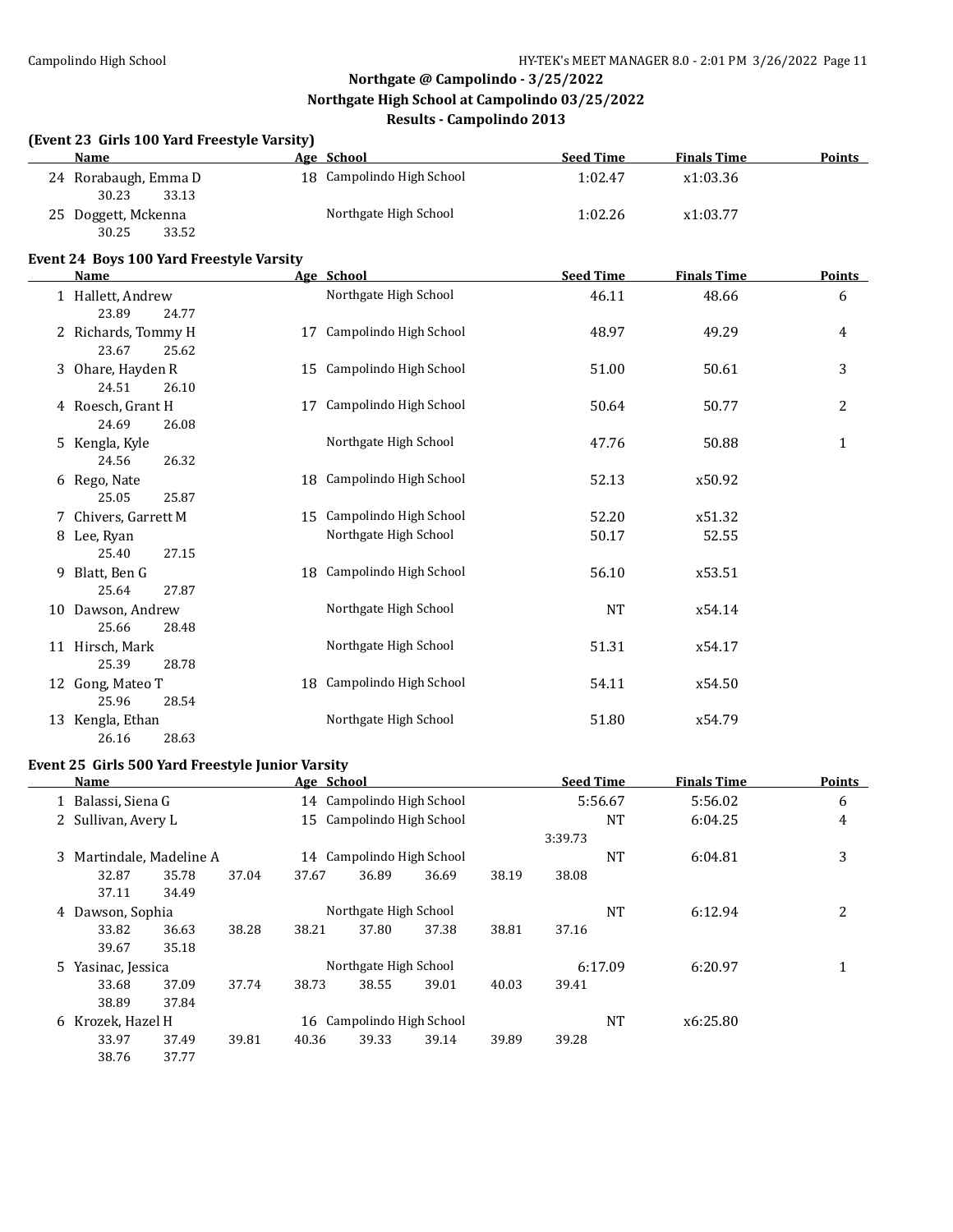## Northgate @ Campolindo - 3/25/2022
## Northgate High School at Campolindo 03/25/2022
## Results - Campolindo 2013

### (Event 23 Girls 100 Yard Freestyle Varsity)

| | Name | Age | School | Seed Time | Finals Time | Points |
|---|---|---|---|---|---|---|
| 24 | Rorabaugh, Emma D | 18 | Campolindo High School | 1:02.47 | x1:03.36 | |
| | 30.23 33.13 | | | | | |
| 25 | Doggett, Mckenna | | Northgate High School | 1:02.26 | x1:03.77 | |
| | 30.25 33.52 | | | | | |

### Event 24 Boys 100 Yard Freestyle Varsity

| | Name | Age | School | Seed Time | Finals Time | Points |
|---|---|---|---|---|---|---|
| 1 | Hallett, Andrew | | Northgate High School | 46.11 | 48.66 | 6 |
| | 23.89 24.77 | | | | | |
| 2 | Richards, Tommy H | 17 | Campolindo High School | 48.97 | 49.29 | 4 |
| | 23.67 25.62 | | | | | |
| 3 | Ohare, Hayden R | 15 | Campolindo High School | 51.00 | 50.61 | 3 |
| | 24.51 26.10 | | | | | |
| 4 | Roesch, Grant H | 17 | Campolindo High School | 50.64 | 50.77 | 2 |
| | 24.69 26.08 | | | | | |
| 5 | Kengla, Kyle | | Northgate High School | 47.76 | 50.88 | 1 |
| | 24.56 26.32 | | | | | |
| 6 | Rego, Nate | 18 | Campolindo High School | 52.13 | x50.92 | |
| | 25.05 25.87 | | | | | |
| 7 | Chivers, Garrett M | 15 | Campolindo High School | 52.20 | x51.32 | |
| 8 | Lee, Ryan | | Northgate High School | 50.17 | 52.55 | |
| | 25.40 27.15 | | | | | |
| 9 | Blatt, Ben G | 18 | Campolindo High School | 56.10 | x53.51 | |
| | 25.64 27.87 | | | | | |
| 10 | Dawson, Andrew | | Northgate High School | NT | x54.14 | |
| | 25.66 28.48 | | | | | |
| 11 | Hirsch, Mark | | Northgate High School | 51.31 | x54.17 | |
| | 25.39 28.78 | | | | | |
| 12 | Gong, Mateo T | 18 | Campolindo High School | 54.11 | x54.50 | |
| | 25.96 28.54 | | | | | |
| 13 | Kengla, Ethan | | Northgate High School | 51.80 | x54.79 | |
| | 26.16 28.63 | | | | | |

### Event 25 Girls 500 Yard Freestyle Junior Varsity

| | Name | Age | School | Seed Time | Finals Time | Points |
|---|---|---|---|---|---|---|
| 1 | Balassi, Siena G | 14 | Campolindo High School | 5:56.67 | 5:56.02 | 6 |
| 2 | Sullivan, Avery L | 15 | Campolindo High School | NT | 6:04.25 | 4 |
| | 3:39.73 | | | | | |
| 3 | Martindale, Madeline A | 14 | Campolindo High School | NT | 6:04.81 | 3 |
| | 32.87 35.78 37.04 37.67 36.89 36.69 38.19 38.08 37.11 34.49 | | | | | |
| 4 | Dawson, Sophia | | Northgate High School | NT | 6:12.94 | 2 |
| | 33.82 36.63 38.28 38.21 37.80 37.38 38.81 37.16 39.67 35.18 | | | | | |
| 5 | Yasinac, Jessica | | Northgate High School | 6:17.09 | 6:20.97 | 1 |
| | 33.68 37.09 37.74 38.73 38.55 39.01 40.03 39.41 38.89 37.84 | | | | | |
| 6 | Krozek, Hazel H | 16 | Campolindo High School | NT | x6:25.80 | |
| | 33.97 37.49 39.81 40.36 39.33 39.14 39.89 39.28 38.76 37.77 | | | | | |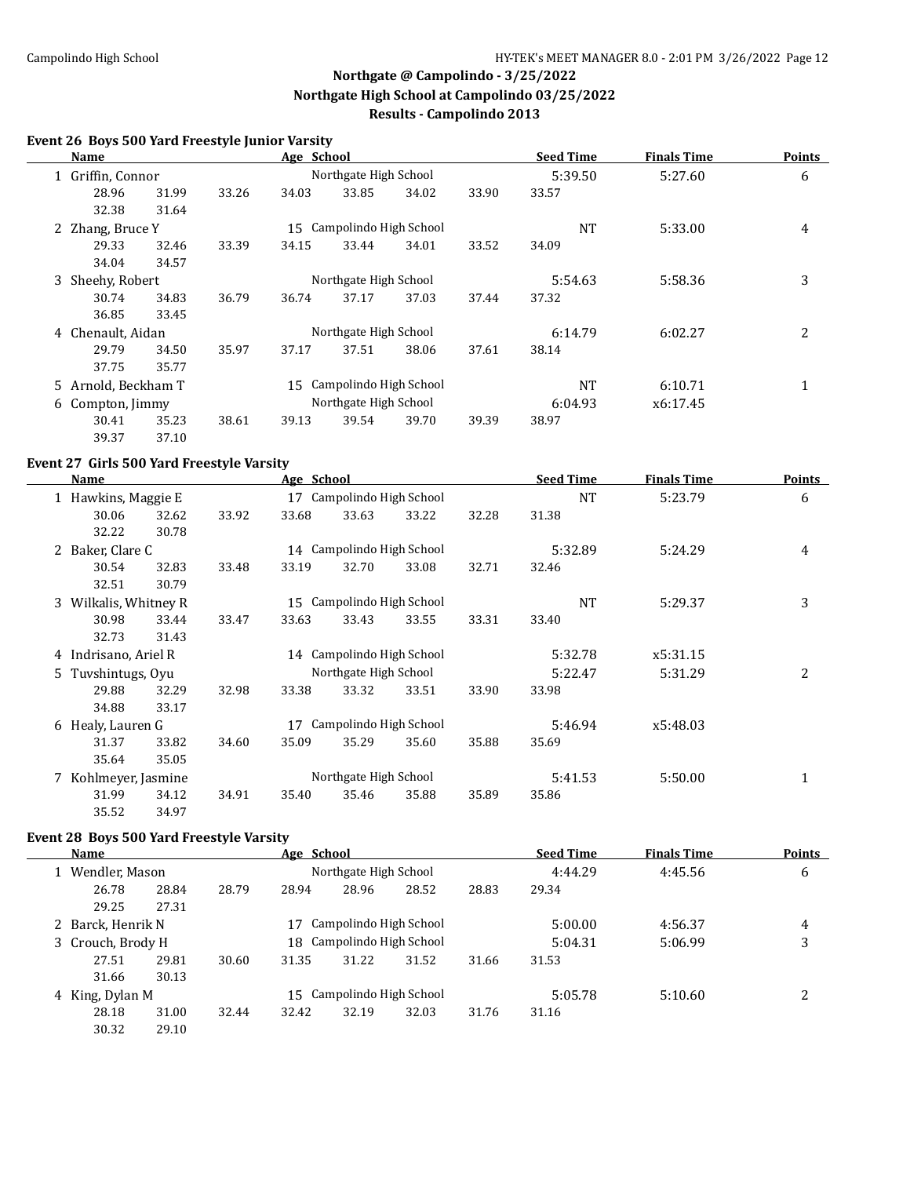# Northgate @ Campolindo - 3/25/2022

## Northgate High School at Campolindo 03/25/2022

## Results - Campolindo 2013

### Event 26 Boys 500 Yard Freestyle Junior Varsity

| | Name | Age | School | Seed Time | Finals Time | Points |
|---|---|---|---|---|---|---|
| 1 | Griffin, Connor | | Northgate High School | 5:39.50 | 5:27.60 | 6 |
| | 28.96 31.99 33.26 34.03 33.85 34.02 33.90 33.57 32.38 31.64 | | | | | |
| 2 | Zhang, Bruce Y | 15 | Campolindo High School | NT | 5:33.00 | 4 |
| | 29.33 32.46 33.39 34.15 33.44 34.01 33.52 34.09 34.04 34.57 | | | | | |
| 3 | Sheehy, Robert | | Northgate High School | 5:54.63 | 5:58.36 | 3 |
| | 30.74 34.83 36.79 36.74 37.17 37.03 37.44 37.32 36.85 33.45 | | | | | |
| 4 | Chenault, Aidan | | Northgate High School | 6:14.79 | 6:02.27 | 2 |
| | 29.79 34.50 35.97 37.17 37.51 38.06 37.61 38.14 37.75 35.77 | | | | | |
| 5 | Arnold, Beckham T | 15 | Campolindo High School | NT | 6:10.71 | 1 |
| 6 | Compton, Jimmy | | Northgate High School | 6:04.93 | x6:17.45 | |
| | 30.41 35.23 38.61 39.13 39.54 39.70 39.39 38.97 39.37 37.10 | | | | | |

### Event 27 Girls 500 Yard Freestyle Varsity

| | Name | Age | School | Seed Time | Finals Time | Points |
|---|---|---|---|---|---|---|
| 1 | Hawkins, Maggie E | 17 | Campolindo High School | NT | 5:23.79 | 6 |
| | 30.06 32.62 33.92 33.68 33.63 33.22 32.28 31.38 32.22 30.78 | | | | | |
| 2 | Baker, Clare C | 14 | Campolindo High School | 5:32.89 | 5:24.29 | 4 |
| | 30.54 32.83 33.48 33.19 32.70 33.08 32.71 32.46 32.51 30.79 | | | | | |
| 3 | Wilkalis, Whitney R | 15 | Campolindo High School | NT | 5:29.37 | 3 |
| | 30.98 33.44 33.47 33.63 33.43 33.55 33.31 33.40 32.73 31.43 | | | | | |
| 4 | Indrisano, Ariel R | 14 | Campolindo High School | 5:32.78 | x5:31.15 | |
| 5 | Tuvshintugs, Oyu | | Northgate High School | 5:22.47 | 5:31.29 | 2 |
| | 29.88 32.29 32.98 33.38 33.32 33.51 33.90 33.98 34.88 33.17 | | | | | |
| 6 | Healy, Lauren G | 17 | Campolindo High School | 5:46.94 | x5:48.03 | |
| | 31.37 33.82 34.60 35.09 35.29 35.60 35.88 35.69 35.64 35.05 | | | | | |
| 7 | Kohlmeyer, Jasmine | | Northgate High School | 5:41.53 | 5:50.00 | 1 |
| | 31.99 34.12 34.91 35.40 35.46 35.88 35.89 35.86 35.52 34.97 | | | | | |

### Event 28 Boys 500 Yard Freestyle Varsity

| | Name | Age | School | Seed Time | Finals Time | Points |
|---|---|---|---|---|---|---|
| 1 | Wendler, Mason | | Northgate High School | 4:44.29 | 4:45.56 | 6 |
| | 26.78 28.84 28.79 28.94 28.96 28.52 28.83 29.34 29.25 27.31 | | | | | |
| 2 | Barck, Henrik N | 17 | Campolindo High School | 5:00.00 | 4:56.37 | 4 |
| 3 | Crouch, Brody H | 18 | Campolindo High School | 5:04.31 | 5:06.99 | 3 |
| | 27.51 29.81 30.60 31.35 31.22 31.52 31.66 31.53 31.66 30.13 | | | | | |
| 4 | King, Dylan M | 15 | Campolindo High School | 5:05.78 | 5:10.60 | 2 |
| | 28.18 31.00 32.44 32.42 32.19 32.03 31.76 31.16 30.32 29.10 | | | | | |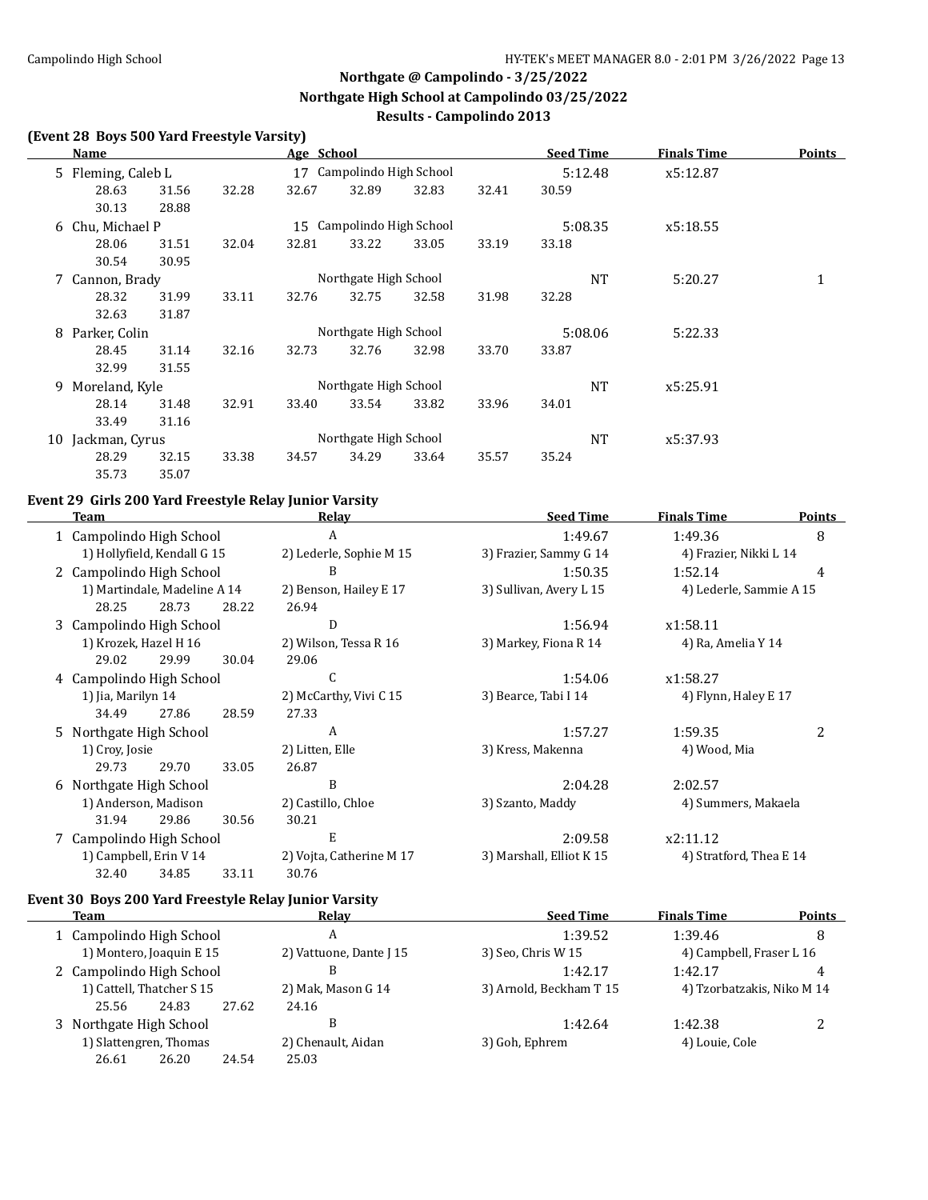Northgate @ Campolindo - 3/25/2022
Northgate High School at Campolindo 03/25/2022
Results - Campolindo 2013

### (Event 28 Boys 500 Yard Freestyle Varsity)

| | Name | Age | School | Seed Time | Finals Time | Points |
|---|---|---|---|---|---|---|
| 5 | Fleming, Caleb L | 17 | Campolindo High School | 5:12.48 | x5:12.87 | |
| | 28.63 31.56 32.28 32.67 32.89 32.83 32.41 30.59 30.13 28.88 | | | | | |
| 6 | Chu, Michael P | 15 | Campolindo High School | 5:08.35 | x5:18.55 | |
| | 28.06 31.51 32.04 32.81 33.22 33.05 33.19 33.18 30.54 30.95 | | | | | |
| 7 | Cannon, Brady | | Northgate High School | NT | 5:20.27 | 1 |
| | 28.32 31.99 33.11 32.76 32.75 32.58 31.98 32.28 32.63 31.87 | | | | | |
| 8 | Parker, Colin | | Northgate High School | 5:08.06 | 5:22.33 | |
| | 28.45 31.14 32.16 32.73 32.76 32.98 33.70 33.87 32.99 31.55 | | | | | |
| 9 | Moreland, Kyle | | Northgate High School | NT | x5:25.91 | |
| | 28.14 31.48 32.91 33.40 33.54 33.82 33.96 34.01 33.49 31.16 | | | | | |
| 10 | Jackman, Cyrus | | Northgate High School | NT | x5:37.93 | |
| | 28.29 32.15 33.38 34.57 34.29 33.64 35.57 35.24 35.73 35.07 | | | | | |

### Event 29 Girls 200 Yard Freestyle Relay Junior Varsity

| | Team | Relay | Seed Time | Finals Time | Points |
|---|---|---|---|---|---|
| 1 | Campolindo High School | A | 1:49.67 | 1:49.36 | 8 |
| | 1) Hollyfield, Kendall G 15 | 2) Lederle, Sophie M 15 | 3) Frazier, Sammy G 14 | 4) Frazier, Nikki L 14 | |
| 2 | Campolindo High School | B | 1:50.35 | 1:52.14 | 4 |
| | 1) Martindale, Madeline A 14 | 2) Benson, Hailey E 17 | 3) Sullivan, Avery L 15 | 4) Lederle, Sammie A 15 | |
| | 28.25 28.73 28.22 26.94 | | | | |
| 3 | Campolindo High School | D | 1:56.94 | x1:58.11 | |
| | 1) Krozek, Hazel H 16 | 2) Wilson, Tessa R 16 | 3) Markey, Fiona R 14 | 4) Ra, Amelia Y 14 | |
| | 29.02 29.99 30.04 29.06 | | | | |
| 4 | Campolindo High School | C | 1:54.06 | x1:58.27 | |
| | 1) Jia, Marilyn 14 | 2) McCarthy, Vivi C 15 | 3) Bearce, Tabi I 14 | 4) Flynn, Haley E 17 | |
| | 34.49 27.86 28.59 27.33 | | | | |
| 5 | Northgate High School | A | 1:57.27 | 1:59.35 | 2 |
| | 1) Croy, Josie | 2) Litten, Elle | 3) Kress, Makenna | 4) Wood, Mia | |
| | 29.73 29.70 33.05 26.87 | | | | |
| 6 | Northgate High School | B | 2:04.28 | 2:02.57 | |
| | 1) Anderson, Madison | 2) Castillo, Chloe | 3) Szanto, Maddy | 4) Summers, Makaela | |
| | 31.94 29.86 30.56 30.21 | | | | |
| 7 | Campolindo High School | E | 2:09.58 | x2:11.12 | |
| | 1) Campbell, Erin V 14 | 2) Vojta, Catherine M 17 | 3) Marshall, Elliot K 15 | 4) Stratford, Thea E 14 | |
| | 32.40 34.85 33.11 30.76 | | | | |

### Event 30 Boys 200 Yard Freestyle Relay Junior Varsity

| | Team | Relay | Seed Time | Finals Time | Points |
|---|---|---|---|---|---|
| 1 | Campolindo High School | A | 1:39.52 | 1:39.46 | 8 |
| | 1) Montero, Joaquin E 15 | 2) Vattuone, Dante J 15 | 3) Seo, Chris W 15 | 4) Campbell, Fraser L 16 | |
| 2 | Campolindo High School | B | 1:42.17 | 1:42.17 | 4 |
| | 1) Cattell, Thatcher S 15 | 2) Mak, Mason G 14 | 3) Arnold, Beckham T 15 | 4) Tzorbatzakis, Niko M 14 | |
| | 25.56 24.83 27.62 24.16 | | | | |
| 3 | Northgate High School | B | 1:42.64 | 1:42.38 | 2 |
| | 1) Slattengren, Thomas | 2) Chenault, Aidan | 3) Goh, Ephrem | 4) Louie, Cole | |
| | 26.61 26.20 24.54 25.03 | | | | |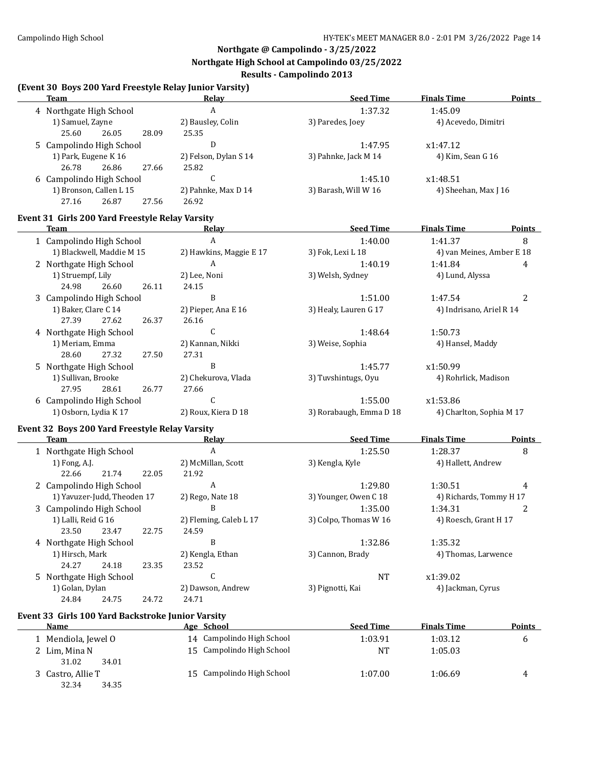## Northgate @ Campolindo - 3/25/2022

### Northgate High School at Campolindo 03/25/2022

### Results - Campolindo 2013

**(Event 30 Boys 200 Yard Freestyle Relay Junior Varsity)**

| | Team | Relay | Seed Time | Finals Time | Points |
|---|---|---|---|---|---|
| 4 | Northgate High School | A | 1:37.32 | 1:45.09 | |
| | 1) Samuel, Zayne | 2) Bausley, Colin | 3) Paredes, Joey | 4) Acevedo, Dimitri | |
| | 25.60 26.05 28.09 | 25.35 | | | |
| 5 | Campolindo High School | D | 1:47.95 | x1:47.12 | |
| | 1) Park, Eugene K 16 | 2) Felson, Dylan S 14 | 3) Pahnke, Jack M 14 | 4) Kim, Sean G 16 | |
| | 26.78 26.86 27.66 | 25.82 | | | |
| 6 | Campolindo High School | C | 1:45.10 | x1:48.51 | |
| | 1) Bronson, Callen L 15 | 2) Pahnke, Max D 14 | 3) Barash, Will W 16 | 4) Sheehan, Max J 16 | |
| | 27.16 26.87 27.56 | 26.92 | | | |

**Event 31 Girls 200 Yard Freestyle Relay Varsity**

| | Team | Relay | Seed Time | Finals Time | Points |
|---|---|---|---|---|---|
| 1 | Campolindo High School | A | 1:40.00 | 1:41.37 | 8 |
| | 1) Blackwell, Maddie M 15 | 2) Hawkins, Maggie E 17 | 3) Fok, Lexi L 18 | 4) van Meines, Amber E 18 | |
| 2 | Northgate High School | A | 1:40.19 | 1:41.84 | 4 |
| | 1) Struempf, Lily | 2) Lee, Noni | 3) Welsh, Sydney | 4) Lund, Alyssa | |
| | 24.98 26.60 26.11 | 24.15 | | | |
| 3 | Campolindo High School | B | 1:51.00 | 1:47.54 | 2 |
| | 1) Baker, Clare C 14 | 2) Pieper, Ana E 16 | 3) Healy, Lauren G 17 | 4) Indrisano, Ariel R 14 | |
| | 27.39 27.62 26.37 | 26.16 | | | |
| 4 | Northgate High School | C | 1:48.64 | 1:50.73 | |
| | 1) Meriam, Emma | 2) Kannan, Nikki | 3) Weise, Sophia | 4) Hansel, Maddy | |
| | 28.60 27.32 27.50 | 27.31 | | | |
| 5 | Northgate High School | B | 1:45.77 | x1:50.99 | |
| | 1) Sullivan, Brooke | 2) Chekurova, Vlada | 3) Tuvshintugs, Oyu | 4) Rohrlick, Madison | |
| | 27.95 28.61 26.77 | 27.66 | | | |
| 6 | Campolindo High School | C | 1:55.00 | x1:53.86 | |
| | 1) Osborn, Lydia K 17 | 2) Roux, Kiera D 18 | 3) Rorabaugh, Emma D 18 | 4) Charlton, Sophia M 17 | |

**Event 32 Boys 200 Yard Freestyle Relay Varsity**

| | Team | Relay | Seed Time | Finals Time | Points |
|---|---|---|---|---|---|
| 1 | Northgate High School | A | 1:25.50 | 1:28.37 | 8 |
| | 1) Fong, A.J. | 2) McMillan, Scott | 3) Kengla, Kyle | 4) Hallett, Andrew | |
| | 22.66 21.74 22.05 | 21.92 | | | |
| 2 | Campolindo High School | A | 1:29.80 | 1:30.51 | 4 |
| | 1) Yavuzer-Judd, Theoden 17 | 2) Rego, Nate 18 | 3) Younger, Owen C 18 | 4) Richards, Tommy H 17 | |
| 3 | Campolindo High School | B | 1:35.00 | 1:34.31 | 2 |
| | 1) Lalli, Reid G 16 | 2) Fleming, Caleb L 17 | 3) Colpo, Thomas W 16 | 4) Roesch, Grant H 17 | |
| | 23.50 23.47 22.75 | 24.59 | | | |
| 4 | Northgate High School | B | 1:32.86 | 1:35.32 | |
| | 1) Hirsch, Mark | 2) Kengla, Ethan | 3) Cannon, Brady | 4) Thomas, Larwence | |
| | 24.27 24.18 23.35 | 23.52 | | | |
| 5 | Northgate High School | C | NT | x1:39.02 | |
| | 1) Golan, Dylan | 2) Dawson, Andrew | 3) Pignotti, Kai | 4) Jackman, Cyrus | |
| | 24.84 24.75 24.72 | 24.71 | | | |

**Event 33 Girls 100 Yard Backstroke Junior Varsity**

| | Name | Age | School | Seed Time | Finals Time | Points |
|---|---|---|---|---|---|---|
| 1 | Mendiola, Jewel O | 14 | Campolindo High School | 1:03.91 | 1:03.12 | 6 |
| 2 | Lim, Mina N | 15 | Campolindo High School | NT | 1:05.03 | |
| | 31.02 34.01 | | | | | |
| 3 | Castro, Allie T | 15 | Campolindo High School | 1:07.00 | 1:06.69 | 4 |
| | 32.34 34.35 | | | | | |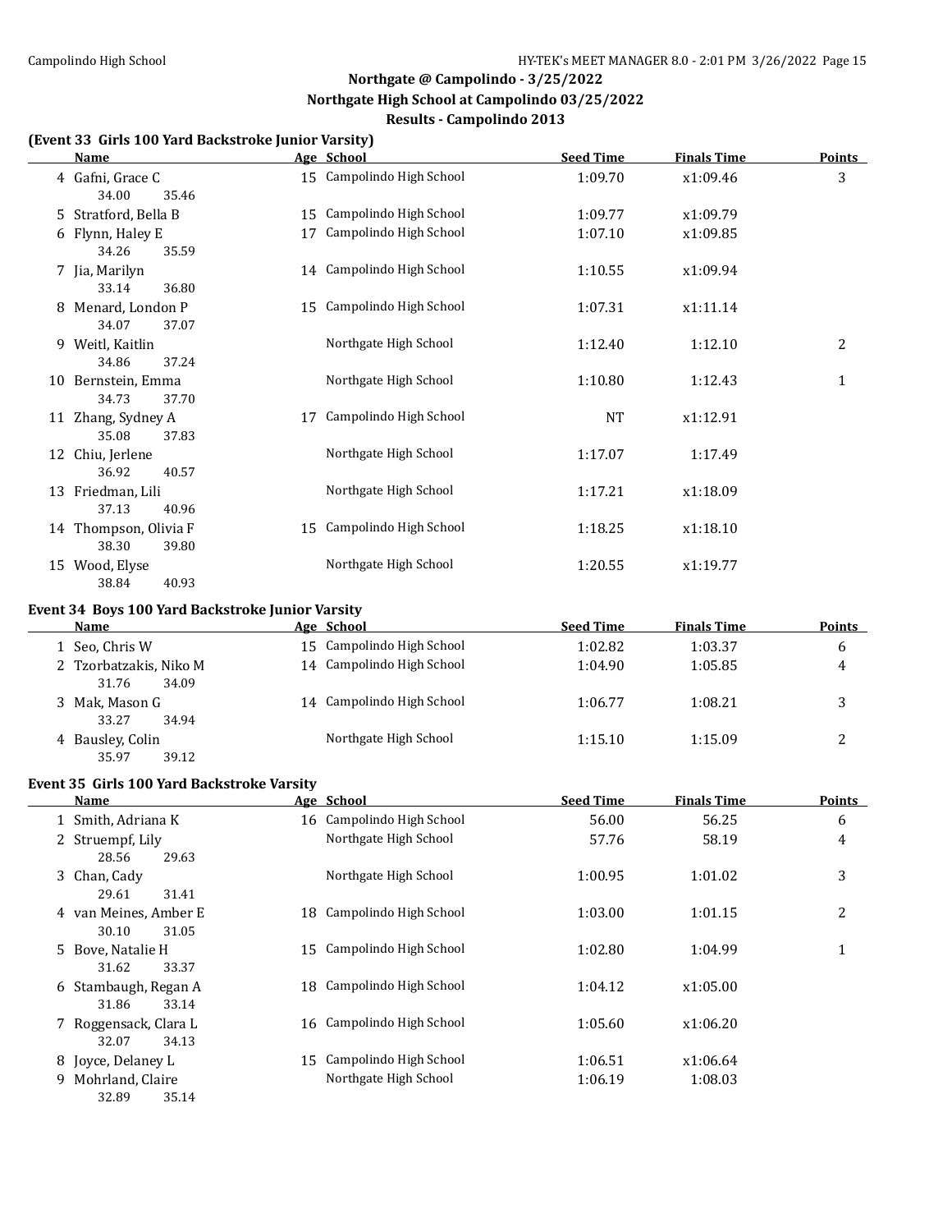## Northgate @ Campolindo - 3/25/2022

### Northgate High School at Campolindo 03/25/2022

### Results - Campolindo 2013

**(Event 33 Girls 100 Yard Backstroke Junior Varsity)**

| | Name | Age | School | Seed Time | Finals Time | Points |
|---|---|---|---|---|---|---|
| 4 | Gafni, Grace C | 15 | Campolindo High School | 1:09.70 | x1:09.46 | 3 |
| | 34.00 35.46 | | | | | |
| 5 | Stratford, Bella B | 15 | Campolindo High School | 1:09.77 | x1:09.79 | |
| 6 | Flynn, Haley E | 17 | Campolindo High School | 1:07.10 | x1:09.85 | |
| | 34.26 35.59 | | | | | |
| 7 | Jia, Marilyn | 14 | Campolindo High School | 1:10.55 | x1:09.94 | |
| | 33.14 36.80 | | | | | |
| 8 | Menard, London P | 15 | Campolindo High School | 1:07.31 | x1:11.14 | |
| | 34.07 37.07 | | | | | |
| 9 | Weitl, Kaitlin | | Northgate High School | 1:12.40 | 1:12.10 | 2 |
| | 34.86 37.24 | | | | | |
| 10 | Bernstein, Emma | | Northgate High School | 1:10.80 | 1:12.43 | 1 |
| | 34.73 37.70 | | | | | |
| 11 | Zhang, Sydney A | 17 | Campolindo High School | NT | x1:12.91 | |
| | 35.08 37.83 | | | | | |
| 12 | Chiu, Jerlene | | Northgate High School | 1:17.07 | 1:17.49 | |
| | 36.92 40.57 | | | | | |
| 13 | Friedman, Lili | | Northgate High School | 1:17.21 | x1:18.09 | |
| | 37.13 40.96 | | | | | |
| 14 | Thompson, Olivia F | 15 | Campolindo High School | 1:18.25 | x1:18.10 | |
| | 38.30 39.80 | | | | | |
| 15 | Wood, Elyse | | Northgate High School | 1:20.55 | x1:19.77 | |
| | 38.84 40.93 | | | | | |

**Event 34 Boys 100 Yard Backstroke Junior Varsity**

| | Name | Age | School | Seed Time | Finals Time | Points |
|---|---|---|---|---|---|---|
| 1 | Seo, Chris W | 15 | Campolindo High School | 1:02.82 | 1:03.37 | 6 |
| 2 | Tzorbatzakis, Niko M | 14 | Campolindo High School | 1:04.90 | 1:05.85 | 4 |
| | 31.76 34.09 | | | | | |
| 3 | Mak, Mason G | 14 | Campolindo High School | 1:06.77 | 1:08.21 | 3 |
| | 33.27 34.94 | | | | | |
| 4 | Bausley, Colin | | Northgate High School | 1:15.10 | 1:15.09 | 2 |
| | 35.97 39.12 | | | | | |

**Event 35 Girls 100 Yard Backstroke Varsity**

| | Name | Age | School | Seed Time | Finals Time | Points |
|---|---|---|---|---|---|---|
| 1 | Smith, Adriana K | 16 | Campolindo High School | 56.00 | 56.25 | 6 |
| 2 | Struempf, Lily | | Northgate High School | 57.76 | 58.19 | 4 |
| | 28.56 29.63 | | | | | |
| 3 | Chan, Cady | | Northgate High School | 1:00.95 | 1:01.02 | 3 |
| | 29.61 31.41 | | | | | |
| 4 | van Meines, Amber E | 18 | Campolindo High School | 1:03.00 | 1:01.15 | 2 |
| | 30.10 31.05 | | | | | |
| 5 | Bove, Natalie H | 15 | Campolindo High School | 1:02.80 | 1:04.99 | 1 |
| | 31.62 33.37 | | | | | |
| 6 | Stambaugh, Regan A | 18 | Campolindo High School | 1:04.12 | x1:05.00 | |
| | 31.86 33.14 | | | | | |
| 7 | Roggensack, Clara L | 16 | Campolindo High School | 1:05.60 | x1:06.20 | |
| | 32.07 34.13 | | | | | |
| 8 | Joyce, Delaney L | 15 | Campolindo High School | 1:06.51 | x1:06.64 | |
| 9 | Mohrland, Claire | | Northgate High School | 1:06.19 | 1:08.03 | |
| | 32.89 35.14 | | | | | |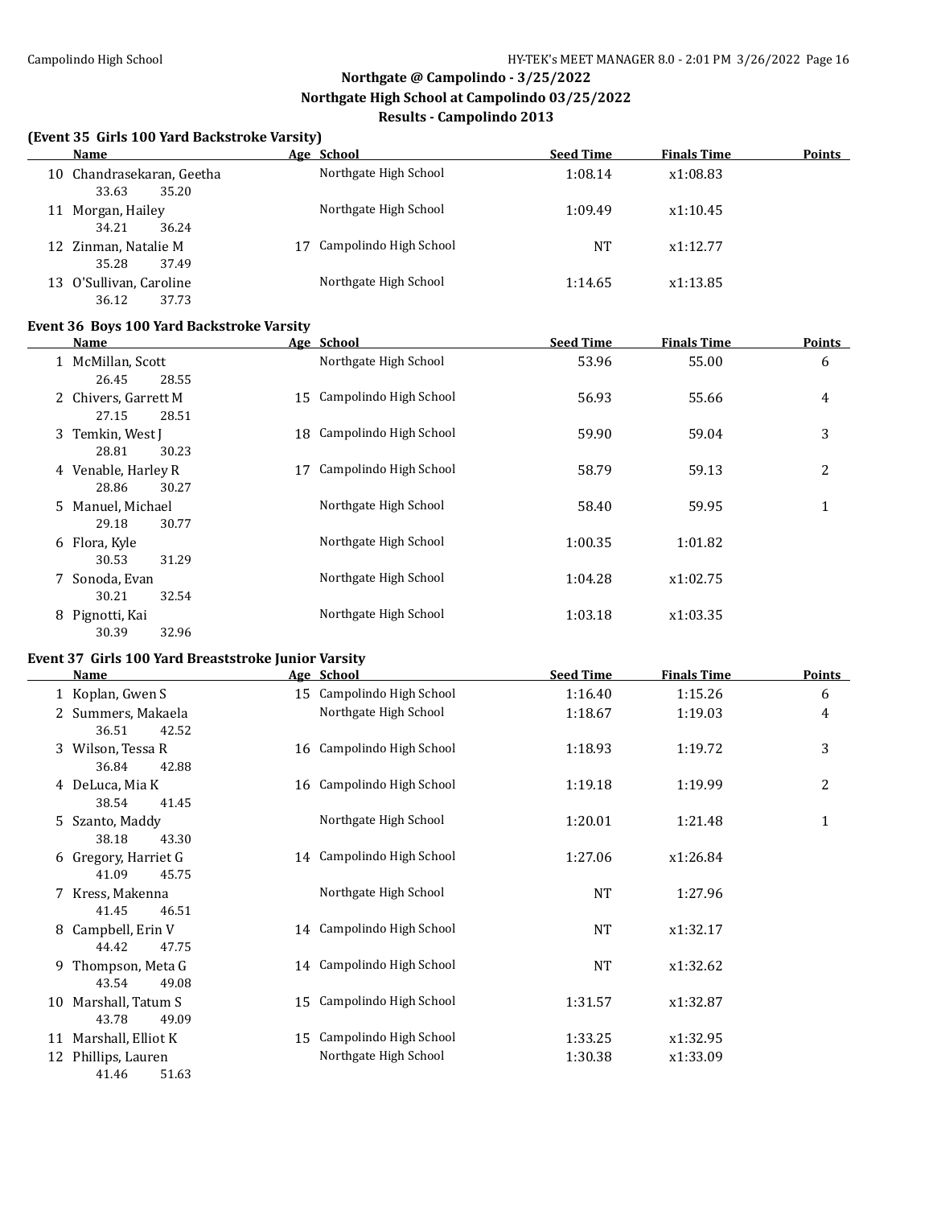## Northgate @ Campolindo - 3/25/2022
## Northgate High School at Campolindo 03/25/2022
## Results - Campolindo 2013

### (Event 35 Girls 100 Yard Backstroke Varsity)

| | Name | Age | School | Seed Time | Finals Time | Points |
|---|---|---|---|---|---|---|
| 10 | Chandrasekaran, Geetha | | Northgate High School | 1:08.14 | x1:08.83 | |
| | 33.63 35.20 | | | | | |
| 11 | Morgan, Hailey | | Northgate High School | 1:09.49 | x1:10.45 | |
| | 34.21 36.24 | | | | | |
| 12 | Zinman, Natalie M | 17 | Campolindo High School | NT | x1:12.77 | |
| | 35.28 37.49 | | | | | |
| 13 | O'Sullivan, Caroline | | Northgate High School | 1:14.65 | x1:13.85 | |
| | 36.12 37.73 | | | | | |

### Event 36 Boys 100 Yard Backstroke Varsity

| | Name | Age | School | Seed Time | Finals Time | Points |
|---|---|---|---|---|---|---|
| 1 | McMillan, Scott | | Northgate High School | 53.96 | 55.00 | 6 |
| | 26.45 28.55 | | | | | |
| 2 | Chivers, Garrett M | 15 | Campolindo High School | 56.93 | 55.66 | 4 |
| | 27.15 28.51 | | | | | |
| 3 | Temkin, West J | 18 | Campolindo High School | 59.90 | 59.04 | 3 |
| | 28.81 30.23 | | | | | |
| 4 | Venable, Harley R | 17 | Campolindo High School | 58.79 | 59.13 | 2 |
| | 28.86 30.27 | | | | | |
| 5 | Manuel, Michael | | Northgate High School | 58.40 | 59.95 | 1 |
| | 29.18 30.77 | | | | | |
| 6 | Flora, Kyle | | Northgate High School | 1:00.35 | 1:01.82 | |
| | 30.53 31.29 | | | | | |
| 7 | Sonoda, Evan | | Northgate High School | 1:04.28 | x1:02.75 | |
| | 30.21 32.54 | | | | | |
| 8 | Pignotti, Kai | | Northgate High School | 1:03.18 | x1:03.35 | |
| | 30.39 32.96 | | | | | |

### Event 37 Girls 100 Yard Breaststroke Junior Varsity

| | Name | Age | School | Seed Time | Finals Time | Points |
|---|---|---|---|---|---|---|
| 1 | Koplan, Gwen S | 15 | Campolindo High School | 1:16.40 | 1:15.26 | 6 |
| 2 | Summers, Makaela | | Northgate High School | 1:18.67 | 1:19.03 | 4 |
| | 36.51 42.52 | | | | | |
| 3 | Wilson, Tessa R | 16 | Campolindo High School | 1:18.93 | 1:19.72 | 3 |
| | 36.84 42.88 | | | | | |
| 4 | DeLuca, Mia K | 16 | Campolindo High School | 1:19.18 | 1:19.99 | 2 |
| | 38.54 41.45 | | | | | |
| 5 | Szanto, Maddy | | Northgate High School | 1:20.01 | 1:21.48 | 1 |
| | 38.18 43.30 | | | | | |
| 6 | Gregory, Harriet G | 14 | Campolindo High School | 1:27.06 | x1:26.84 | |
| | 41.09 45.75 | | | | | |
| 7 | Kress, Makenna | | Northgate High School | NT | 1:27.96 | |
| | 41.45 46.51 | | | | | |
| 8 | Campbell, Erin V | 14 | Campolindo High School | NT | x1:32.17 | |
| | 44.42 47.75 | | | | | |
| 9 | Thompson, Meta G | 14 | Campolindo High School | NT | x1:32.62 | |
| | 43.54 49.08 | | | | | |
| 10 | Marshall, Tatum S | 15 | Campolindo High School | 1:31.57 | x1:32.87 | |
| | 43.78 49.09 | | | | | |
| 11 | Marshall, Elliot K | 15 | Campolindo High School | 1:33.25 | x1:32.95 | |
| 12 | Phillips, Lauren | | Northgate High School | 1:30.38 | x1:33.09 | |
| | 41.46 51.63 | | | | | |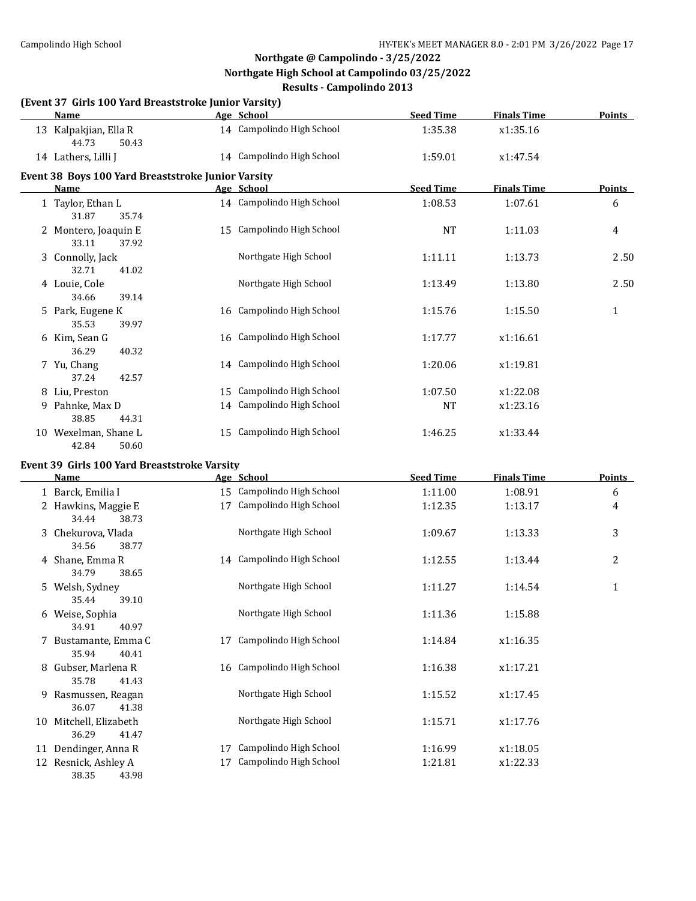## Northgate @ Campolindo - 3/25/2022

### Northgate High School at Campolindo 03/25/2022

### Results - Campolindo 2013

**(Event 37 Girls 100 Yard Breaststroke Junior Varsity)**

| | Name | Age | School | Seed Time | Finals Time | Points |
|---|---|---|---|---|---|---|
| 13 | Kalpakjian, Ella R | 14 | Campolindo High School | 1:35.38 | x1:35.16 | |
| | 44.73 50.43 | | | | | |
| 14 | Lathers, Lilli J | 14 | Campolindo High School | 1:59.01 | x1:47.54 | |

**Event 38 Boys 100 Yard Breaststroke Junior Varsity**

| | Name | Age | School | Seed Time | Finals Time | Points |
|---|---|---|---|---|---|---|
| 1 | Taylor, Ethan L | 14 | Campolindo High School | 1:08.53 | 1:07.61 | 6 |
| | 31.87 35.74 | | | | | |
| 2 | Montero, Joaquin E | 15 | Campolindo High School | NT | 1:11.03 | 4 |
| | 33.11 37.92 | | | | | |
| 3 | Connolly, Jack | | Northgate High School | 1:11.11 | 1:13.73 | 2.50 |
| | 32.71 41.02 | | | | | |
| 4 | Louie, Cole | | Northgate High School | 1:13.49 | 1:13.80 | 2.50 |
| | 34.66 39.14 | | | | | |
| 5 | Park, Eugene K | 16 | Campolindo High School | 1:15.76 | 1:15.50 | 1 |
| | 35.53 39.97 | | | | | |
| 6 | Kim, Sean G | 16 | Campolindo High School | 1:17.77 | x1:16.61 | |
| | 36.29 40.32 | | | | | |
| 7 | Yu, Chang | 14 | Campolindo High School | 1:20.06 | x1:19.81 | |
| | 37.24 42.57 | | | | | |
| 8 | Liu, Preston | 15 | Campolindo High School | 1:07.50 | x1:22.08 | |
| 9 | Pahnke, Max D | 14 | Campolindo High School | NT | x1:23.16 | |
| | 38.85 44.31 | | | | | |
| 10 | Wexelman, Shane L | 15 | Campolindo High School | 1:46.25 | x1:33.44 | |
| | 42.84 50.60 | | | | | |

**Event 39 Girls 100 Yard Breaststroke Varsity**

| | Name | Age | School | Seed Time | Finals Time | Points |
|---|---|---|---|---|---|---|
| 1 | Barck, Emilia I | 15 | Campolindo High School | 1:11.00 | 1:08.91 | 6 |
| 2 | Hawkins, Maggie E | 17 | Campolindo High School | 1:12.35 | 1:13.17 | 4 |
| | 34.44 38.73 | | | | | |
| 3 | Chekurova, Vlada | | Northgate High School | 1:09.67 | 1:13.33 | 3 |
| | 34.56 38.77 | | | | | |
| 4 | Shane, Emma R | 14 | Campolindo High School | 1:12.55 | 1:13.44 | 2 |
| | 34.79 38.65 | | | | | |
| 5 | Welsh, Sydney | | Northgate High School | 1:11.27 | 1:14.54 | 1 |
| | 35.44 39.10 | | | | | |
| 6 | Weise, Sophia | | Northgate High School | 1:11.36 | 1:15.88 | |
| | 34.91 40.97 | | | | | |
| 7 | Bustamante, Emma C | 17 | Campolindo High School | 1:14.84 | x1:16.35 | |
| | 35.94 40.41 | | | | | |
| 8 | Gubser, Marlena R | 16 | Campolindo High School | 1:16.38 | x1:17.21 | |
| | 35.78 41.43 | | | | | |
| 9 | Rasmussen, Reagan | | Northgate High School | 1:15.52 | x1:17.45 | |
| | 36.07 41.38 | | | | | |
| 10 | Mitchell, Elizabeth | | Northgate High School | 1:15.71 | x1:17.76 | |
| | 36.29 41.47 | | | | | |
| 11 | Dendinger, Anna R | 17 | Campolindo High School | 1:16.99 | x1:18.05 | |
| 12 | Resnick, Ashley A | 17 | Campolindo High School | 1:21.81 | x1:22.33 | |
| | 38.35 43.98 | | | | | |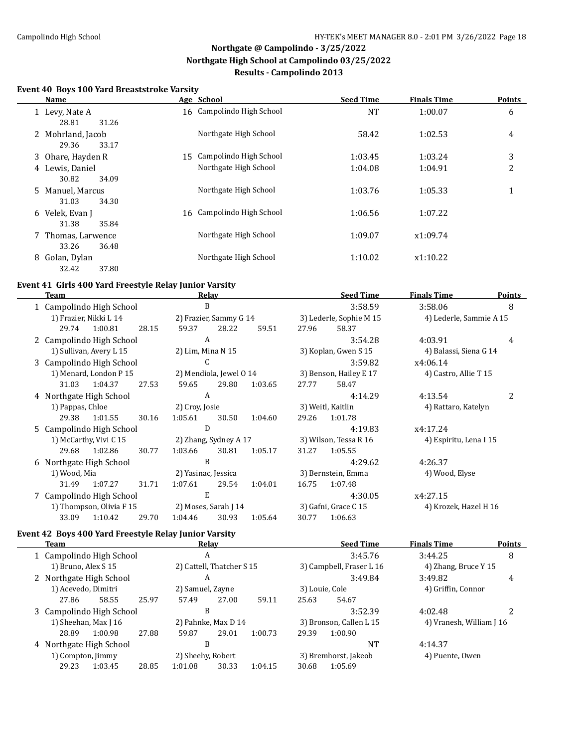# Northgate @ Campolindo - 3/25/2022
## Northgate High School at Campolindo 03/25/2022
## Results - Campolindo 2013

### Event 40 Boys 100 Yard Breaststroke Varsity

| | Name | Age | School | Seed Time | Finals Time | Points |
|---|---|---|---|---|---|---|
| 1 | Levy, Nate A | 16 | Campolindo High School | NT | 1:00.07 | 6 |
| | 28.81 31.26 | | | | | |
| 2 | Mohrland, Jacob | | Northgate High School | 58.42 | 1:02.53 | 4 |
| | 29.36 33.17 | | | | | |
| 3 | Ohare, Hayden R | 15 | Campolindo High School | 1:03.45 | 1:03.24 | 3 |
| 4 | Lewis, Daniel | | Northgate High School | 1:04.08 | 1:04.91 | 2 |
| | 30.82 34.09 | | | | | |
| 5 | Manuel, Marcus | | Northgate High School | 1:03.76 | 1:05.33 | 1 |
| | 31.03 34.30 | | | | | |
| 6 | Velek, Evan J | 16 | Campolindo High School | 1:06.56 | 1:07.22 | |
| | 31.38 35.84 | | | | | |
| 7 | Thomas, Larwence | | Northgate High School | 1:09.07 | x1:09.74 | |
| | 33.26 36.48 | | | | | |
| 8 | Golan, Dylan | | Northgate High School | 1:10.02 | x1:10.22 | |
| | 32.42 37.80 | | | | | |

### Event 41 Girls 400 Yard Freestyle Relay Junior Varsity

| | Team | Relay | Seed Time | Finals Time | Points |
|---|---|---|---|---|---|
| 1 | Campolindo High School | B | 3:58.59 | 3:58.06 | 8 |
| | 1) Frazier, Nikki L 14 | 2) Frazier, Sammy G 14 | 3) Lederle, Sophie M 15 | 4) Lederle, Sammie A 15 | |
| | 29.74 1:00.81 28.15 59.37 | 28.22 59.51 | 27.96 58.37 | | |
| 2 | Campolindo High School | A | 3:54.28 | 4:03.91 | 4 |
| | 1) Sullivan, Avery L 15 | 2) Lim, Mina N 15 | 3) Koplan, Gwen S 15 | 4) Balassi, Siena G 14 | |
| 3 | Campolindo High School | C | 3:59.82 | x4:06.14 | |
| | 1) Menard, London P 15 | 2) Mendiola, Jewel O 14 | 3) Benson, Hailey E 17 | 4) Castro, Allie T 15 | |
| | 31.03 1:04.37 27.53 59.65 | 29.80 1:03.65 | 27.77 58.47 | | |
| 4 | Northgate High School | A | 4:14.29 | 4:13.54 | 2 |
| | 1) Pappas, Chloe | 2) Croy, Josie | 3) Weitl, Kaitlin | 4) Rattaro, Katelyn | |
| | 29.38 1:01.55 30.16 1:05.61 | 30.50 1:04.60 | 29.26 1:01.78 | | |
| 5 | Campolindo High School | D | 4:19.83 | x4:17.24 | |
| | 1) McCarthy, Vivi C 15 | 2) Zhang, Sydney A 17 | 3) Wilson, Tessa R 16 | 4) Espiritu, Lena I 15 | |
| | 29.68 1:02.86 30.77 1:03.66 | 30.81 1:05.17 | 31.27 1:05.55 | | |
| 6 | Northgate High School | B | 4:29.62 | 4:26.37 | |
| | 1) Wood, Mia | 2) Yasinac, Jessica | 3) Bernstein, Emma | 4) Wood, Elyse | |
| | 31.49 1:07.27 31.71 1:07.61 | 29.54 1:04.01 | 16.75 1:07.48 | | |
| 7 | Campolindo High School | E | 4:30.05 | x4:27.15 | |
| | 1) Thompson, Olivia F 15 | 2) Moses, Sarah J 14 | 3) Gafni, Grace C 15 | 4) Krozek, Hazel H 16 | |
| | 33.09 1:10.42 29.70 1:04.46 | 30.93 1:05.64 | 30.77 1:06.63 | | |

### Event 42 Boys 400 Yard Freestyle Relay Junior Varsity

| | Team | Relay | Seed Time | Finals Time | Points |
|---|---|---|---|---|---|
| 1 | Campolindo High School | A | 3:45.76 | 3:44.25 | 8 |
| | 1) Bruno, Alex S 15 | 2) Cattell, Thatcher S 15 | 3) Campbell, Fraser L 16 | 4) Zhang, Bruce Y 15 | |
| 2 | Northgate High School | A | 3:49.84 | 3:49.82 | 4 |
| | 1) Acevedo, Dimitri | 2) Samuel, Zayne | 3) Louie, Cole | 4) Griffin, Connor | |
| | 27.86 58.55 25.97 57.49 | 27.00 59.11 | 25.63 54.67 | | |
| 3 | Campolindo High School | B | 3:52.39 | 4:02.48 | 2 |
| | 1) Sheehan, Max J 16 | 2) Pahnke, Max D 14 | 3) Bronson, Callen L 15 | 4) Vranesh, William J 16 | |
| | 28.89 1:00.98 27.88 59.87 | 29.01 1:00.73 | 29.39 1:00.90 | | |
| 4 | Northgate High School | B | NT | 4:14.37 | |
| | 1) Compton, Jimmy | 2) Sheehy, Robert | 3) Bremhorst, Jakeob | 4) Puente, Owen | |
| | 29.23 1:03.45 28.85 1:01.08 | 30.33 1:04.15 | 30.68 1:05.69 | | |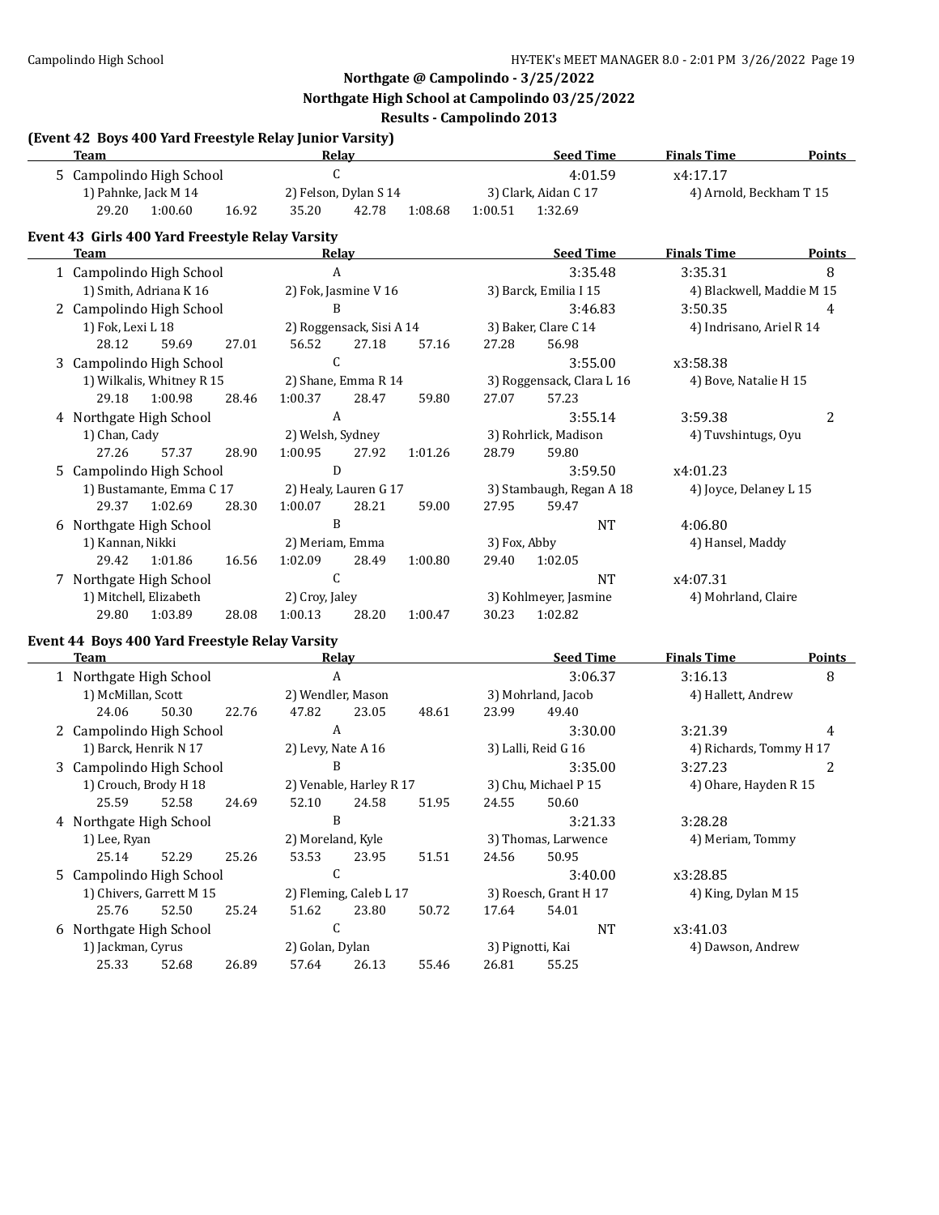**Northgate @ Campolindo - 3/25/2022**

**Northgate High School at Campolindo 03/25/2022**

**Results - Campolindo 2013**

### (Event 42 Boys 400 Yard Freestyle Relay Junior Varsity)

| Team | Relay | Seed Time | Finals Time | Points |
|---|---|---|---|---|
| 5 Campolindo High School | C | 4:01.59 | x4:17.17 | |

1) Pahnke, Jack M 14 2) Felson, Dylan S 14 3) Clark, Aidan C 17 4) Arnold, Beckham T 15
29.20 1:00.60 16.92 35.20 42.78 1:08.68 1:00.51 1:32.69

### Event 43 Girls 400 Yard Freestyle Relay Varsity

| Team | Relay | Seed Time | Finals Time | Points |
|---|---|---|---|---|
| 1 Campolindo High School | A | 3:35.48 | 3:35.31 | 8 |
| 2 Campolindo High School | B | 3:46.83 | 3:50.35 | 4 |
| 3 Campolindo High School | C | 3:55.00 | x3:58.38 | |
| 4 Northgate High School | A | 3:55.14 | 3:59.38 | 2 |
| 5 Campolindo High School | D | 3:59.50 | x4:01.23 | |
| 6 Northgate High School | B | NT | 4:06.80 | |
| 7 Northgate High School | C | NT | x4:07.31 | |

1 Campolindo High School A: 1) Smith, Adriana K 16 2) Fok, Jasmine V 16 3) Barck, Emilia I 15 4) Blackwell, Maddie M 15

2 Campolindo High School B: 1) Fok, Lexi L 18 2) Roggensack, Sisi A 14 3) Baker, Clare C 14 4) Indrisano, Ariel R 14
28.12 59.69 27.01 56.52 27.18 57.16 27.28 56.98

3 Campolindo High School C: 1) Wilkalis, Whitney R 15 2) Shane, Emma R 14 3) Roggensack, Clara L 16 4) Bove, Natalie H 15
29.18 1:00.98 28.46 1:00.37 28.47 59.80 27.07 57.23

4 Northgate High School A: 1) Chan, Cady 2) Welsh, Sydney 3) Rohrlick, Madison 4) Tuvshintugs, Oyu
27.26 57.37 28.90 1:00.95 27.92 1:01.26 28.79 59.80

5 Campolindo High School D: 1) Bustamante, Emma C 17 2) Healy, Lauren G 17 3) Stambaugh, Regan A 18 4) Joyce, Delaney L 15
29.37 1:02.69 28.30 1:00.07 28.21 59.00 27.95 59.47

6 Northgate High School B: 1) Kannan, Nikki 2) Meriam, Emma 3) Fox, Abby 4) Hansel, Maddy
29.42 1:01.86 16.56 1:02.09 28.49 1:00.80 29.40 1:02.05

7 Northgate High School C: 1) Mitchell, Elizabeth 2) Croy, Jaley 3) Kohlmeyer, Jasmine 4) Mohrland, Claire
29.80 1:03.89 28.08 1:00.13 28.20 1:00.47 30.23 1:02.82

### Event 44 Boys 400 Yard Freestyle Relay Varsity

| Team | Relay | Seed Time | Finals Time | Points |
|---|---|---|---|---|
| 1 Northgate High School | A | 3:06.37 | 3:16.13 | 8 |
| 2 Campolindo High School | A | 3:30.00 | 3:21.39 | 4 |
| 3 Campolindo High School | B | 3:35.00 | 3:27.23 | 2 |
| 4 Northgate High School | B | 3:21.33 | 3:28.28 | |
| 5 Campolindo High School | C | 3:40.00 | x3:28.85 | |
| 6 Northgate High School | C | NT | x3:41.03 | |

1 Northgate High School A: 1) McMillan, Scott 2) Wendler, Mason 3) Mohrland, Jacob 4) Hallett, Andrew
24.06 50.30 22.76 47.82 23.05 48.61 23.99 49.40

2 Campolindo High School A: 1) Barck, Henrik N 17 2) Levy, Nate A 16 3) Lalli, Reid G 16 4) Richards, Tommy H 17

3 Campolindo High School B: 1) Crouch, Brody H 18 2) Venable, Harley R 17 3) Chu, Michael P 15 4) Ohare, Hayden R 15
25.59 52.58 24.69 52.10 24.58 51.95 24.55 50.60

4 Northgate High School B: 1) Lee, Ryan 2) Moreland, Kyle 3) Thomas, Larwence 4) Meriam, Tommy
25.14 52.29 25.26 53.53 23.95 51.51 24.56 50.95

5 Campolindo High School C: 1) Chivers, Garrett M 15 2) Fleming, Caleb L 17 3) Roesch, Grant H 17 4) King, Dylan M 15
25.76 52.50 25.24 51.62 23.80 50.72 17.64 54.01

6 Northgate High School C: 1) Jackman, Cyrus 2) Golan, Dylan 3) Pignotti, Kai 4) Dawson, Andrew
25.33 52.68 26.89 57.64 26.13 55.46 26.81 55.25